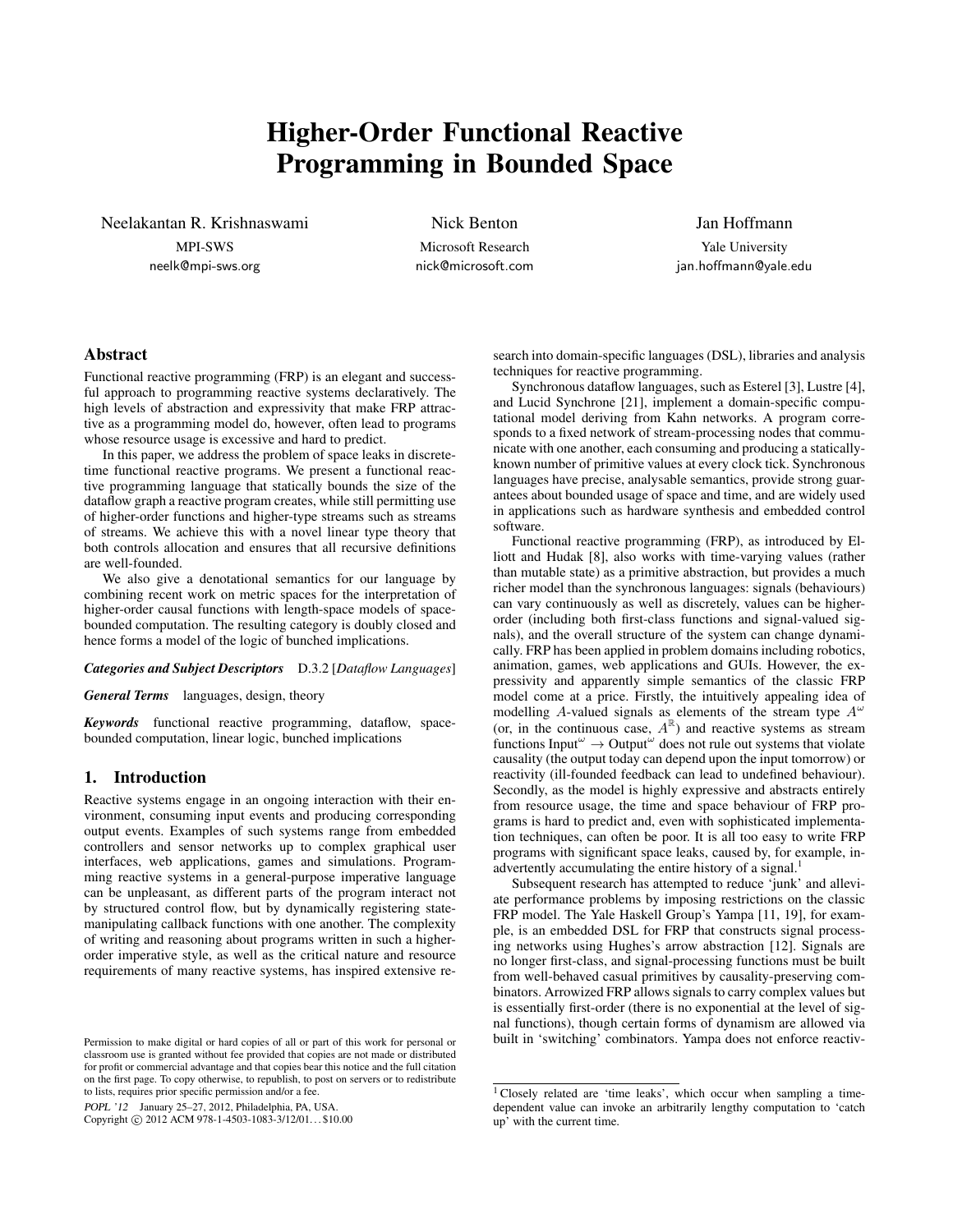# Higher-Order Functional Reactive Programming in Bounded Space

Neelakantan R. Krishnaswami
MPI-SWS
neelk@mpi-sws.org

Nick Benton
Microsoft Research
nick@microsoft.com

Jan Hoffmann
Yale University
jan.hoffmann@yale.edu

## Abstract

Functional reactive programming (FRP) is an elegant and successful approach to programming reactive systems declaratively. The high levels of abstraction and expressivity that make FRP attractive as a programming model do, however, often lead to programs whose resource usage is excessive and hard to predict.

In this paper, we address the problem of space leaks in discrete-time functional reactive programs. We present a functional reactive programming language that statically bounds the size of the dataflow graph a reactive program creates, while still permitting use of higher-order functions and higher-type streams such as streams of streams. We achieve this with a novel linear type theory that both controls allocation and ensures that all recursive definitions are well-founded.

We also give a denotational semantics for our language by combining recent work on metric spaces for the interpretation of higher-order causal functions with length-space models of space-bounded computation. The resulting category is doubly closed and hence forms a model of the logic of bunched implications.

***Categories and Subject Descriptors*** D.3.2 [*Dataflow Languages*]

***General Terms*** languages, design, theory

***Keywords*** functional reactive programming, dataflow, space-bounded computation, linear logic, bunched implications

## 1. Introduction

Reactive systems engage in an ongoing interaction with their environment, consuming input events and producing corresponding output events. Examples of such systems range from embedded controllers and sensor networks up to complex graphical user interfaces, web applications, games and simulations. Programming reactive systems in a general-purpose imperative language can be unpleasant, as different parts of the program interact not by structured control flow, but by dynamically registering state-manipulating callback functions with one another. The complexity of writing and reasoning about programs written in such a higher-order imperative style, as well as the critical nature and resource requirements of many reactive systems, has inspired extensive research into domain-specific languages (DSL), libraries and analysis techniques for reactive programming.

Synchronous dataflow languages, such as Esterel [3], Lustre [4], and Lucid Synchrone [21], implement a domain-specific computational model deriving from Kahn networks. A program corresponds to a fixed network of stream-processing nodes that communicate with one another, each consuming and producing a statically-known number of primitive values at every clock tick. Synchronous languages have precise, analysable semantics, provide strong guarantees about bounded usage of space and time, and are widely used in applications such as hardware synthesis and embedded control software.

Functional reactive programming (FRP), as introduced by Elliott and Hudak [8], also works with time-varying values (rather than mutable state) as a primitive abstraction, but provides a much richer model than the synchronous languages: signals (behaviours) can vary continuously as well as discretely, values can be higher-order (including both first-class functions and signal-valued signals), and the overall structure of the system can change dynamically. FRP has been applied in problem domains including robotics, animation, games, web applications and GUIs. However, the expressivity and apparently simple semantics of the classic FRP model come at a price. Firstly, the intuitively appealing idea of modelling $A$-valued signals as elements of the stream type $A^\omega$ (or, in the continuous case, $A^{\mathbb{R}}$) and reactive systems as stream functions $\text{Input}^\omega \rightarrow \text{Output}^\omega$ does not rule out systems that violate causality (the output today can depend upon the input tomorrow) or reactivity (ill-founded feedback can lead to undefined behaviour). Secondly, as the model is highly expressive and abstracts entirely from resource usage, the time and space behaviour of FRP programs is hard to predict and, even with sophisticated implementation techniques, can often be poor. It is all too easy to write FRP programs with significant space leaks, caused by, for example, inadvertently accumulating the entire history of a signal.[1]

Subsequent research has attempted to reduce 'junk' and alleviate performance problems by imposing restrictions on the classic FRP model. The Yale Haskell Group's Yampa [11, 19], for example, is an embedded DSL for FRP that constructs signal processing networks using Hughes's arrow abstraction [12]. Signals are no longer first-class, and signal-processing functions must be built from well-behaved casual primitives by causality-preserving combinators. Arrowized FRP allows signals to carry complex values but is essentially first-order (there is no exponential at the level of signal functions), though certain forms of dynamism are allowed via built in 'switching' combinators. Yampa does not enforce reactiv-

[1] Closely related are 'time leaks', which occur when sampling a time-dependent value can invoke an arbitrarily lengthy computation to 'catch up' with the current time.

Permission to make digital or hard copies of all or part of this work for personal or classroom use is granted without fee provided that copies are not made or distributed for profit or commercial advantage and that copies bear this notice and the full citation on the first page. To copy otherwise, to republish, to post on servers or to redistribute to lists, requires prior specific permission and/or a fee.

POPL '12 January 25–27, 2012, Philadelphia, PA, USA.
Copyright © 2012 ACM 978-1-4503-1083-3/12/01... $10.00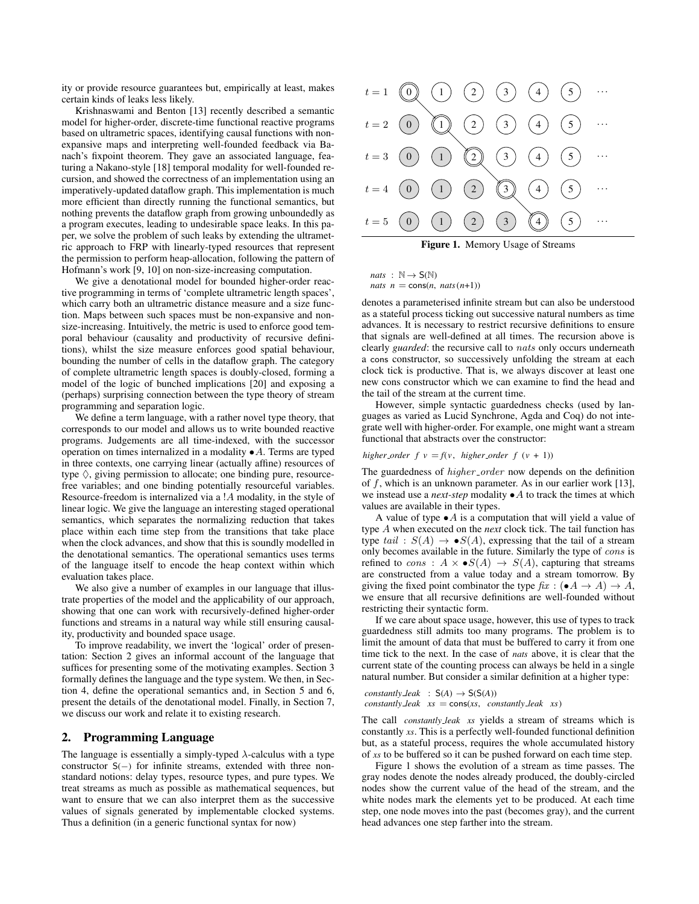ity or provide resource guarantees but, empirically at least, makes certain kinds of leaks less likely.

Krishnaswami and Benton [13] recently described a semantic model for higher-order, discrete-time functional reactive programs based on ultrametric spaces, identifying causal functions with non-expansive maps and interpreting well-founded feedback via Banach's fixpoint theorem. They gave an associated language, featuring a Nakano-style [18] temporal modality for well-founded recursion, and showed the correctness of an implementation using an imperatively-updated dataflow graph. This implementation is much more efficient than directly running the functional semantics, but nothing prevents the dataflow graph from growing unboundedly as a program executes, leading to undesirable space leaks. In this paper, we solve the problem of such leaks by extending the ultrametric approach to FRP with linearly-typed resources that represent the permission to perform heap-allocation, following the pattern of Hofmann's work [9, 10] on non-size-increasing computation.

We give a denotational model for bounded higher-order reactive programming in terms of 'complete ultrametric length spaces', which carry both an ultrametric distance measure and a size function. Maps between such spaces must be non-expansive and non-size-increasing. Intuitively, the metric is used to enforce good temporal behaviour (causality and productivity of recursive definitions), whilst the size measure enforces good spatial behaviour, bounding the number of cells in the dataflow graph. The category of complete ultrametric length spaces is doubly-closed, forming a model of the logic of bunched implications [20] and exposing a (perhaps) surprising connection between the type theory of stream programming and separation logic.

We define a term language, with a rather novel type theory, that corresponds to our model and allows us to write bounded reactive programs. Judgements are all time-indexed, with the successor operation on times internalized in a modality $\bullet A$. Terms are typed in three contexts, one carrying linear (actually affine) resources of type $\Diamond$, giving permission to allocate; one binding pure, resource-free variables; and one binding potentially resourceful variables. Resource-freedom is internalized via a $!A$ modality, in the style of linear logic. We give the language an interesting staged operational semantics, which separates the normalizing reduction that takes place within each time step from the transitions that take place when the clock advances, and show that this is soundly modelled in the denotational semantics. The operational semantics uses terms of the language itself to encode the heap context within which evaluation takes place.

We also give a number of examples in our language that illustrate properties of the model and the applicability of our approach, showing that one can work with recursively-defined higher-order functions and streams in a natural way while still ensuring causality, productivity and bounded space usage.

To improve readability, we invert the 'logical' order of presentation: Section 2 gives an informal account of the language that suffices for presenting some of the motivating examples. Section 3 formally defines the language and the type system. We then, in Section 4, define the operational semantics and, in Section 5 and 6, present the details of the denotational model. Finally, in Section 7, we discuss our work and relate it to existing research.

## 2. Programming Language

The language is essentially a simply-typed $\lambda$-calculus with a type constructor $\mathsf{S}(-)$ for infinite streams, extended with three non-standard notions: delay types, resource types, and pure types. We treat streams as much as possible as mathematical sequences, but want to ensure that we can also interpret them as the successive values of signals generated by implementable clocked systems. Thus a definition (in a generic functional syntax for now)

| | | | | | | | |
|---|---|---|---|---|---|---|---|
| $t = 1$ | (0) | 1 | 2 | 3 | 4 | 5 | ··· |
| $t = 2$ | 0 | (1) | 2 | 3 | 4 | 5 | ··· |
| $t = 3$ | 0 | 1 | (2) | 3 | 4 | 5 | ··· |
| $t = 4$ | 0 | 1 | 2 | (3) | 4 | 5 | ··· |
| $t = 5$ | 0 | 1 | 2 | 3 | (4) | 5 | ··· |

**Figure 1.** Memory Usage of Streams

```
nats : ℕ → S(ℕ)
nats n = cons(n, nats(n+1))
```

denotes a parameterised infinite stream but can also be understood as a stateful process ticking out successive natural numbers as time advances. It is necessary to restrict recursive definitions to ensure that signals are well-defined at all times. The recursion above is clearly *guarded*: the recursive call to $nats$ only occurs underneath a cons constructor, so successively unfolding the stream at each clock tick is productive. That is, we always discover at least one new cons constructor which we can examine to find the head and the tail of the stream at the current time.

However, simple syntactic guardedness checks (used by languages as varied as Lucid Synchrone, Agda and Coq) do not integrate well with higher-order. For example, one might want a stream functional that abstracts over the constructor:

```
higher_order f v = f(v, higher_order f (v + 1))
```

The guardedness of $higher\_order$ now depends on the definition of $f$, which is an unknown parameter. As in our earlier work [13], we instead use a *next-step* modality $\bullet A$ to track the times at which values are available in their types.

A value of type $\bullet A$ is a computation that will yield a value of type $A$ when executed on the *next* clock tick. The tail function has type $tail : S(A) \to \bullet S(A)$, expressing that the tail of a stream only becomes available in the future. Similarly the type of $cons$ is refined to $cons : A \times \bullet S(A) \to S(A)$, capturing that streams are constructed from a value today and a stream tomorrow. By giving the fixed point combinator the type $\mathit{fix} : (\bullet A \to A) \to A$, we ensure that all recursive definitions are well-founded without restricting their syntactic form.

If we care about space usage, however, this use of types to track guardedness still admits too many programs. The problem is to limit the amount of data that must be buffered to carry it from one time tick to the next. In the case of *nats* above, it is clear that the current state of the counting process can always be held in a single natural number. But consider a similar definition at a higher type:

```
constantly_leak : S(A) → S(S(A))
constantly_leak xs = cons(xs, constantly_leak xs)
```

The call *constantly_leak xs* yields a stream of streams which is constantly *xs*. This is a perfectly well-founded functional definition but, as a stateful process, requires the whole accumulated history of *xs* to be buffered so it can be pushed forward on each time step.

Figure 1 shows the evolution of a stream as time passes. The gray nodes denote the nodes already produced, the doubly-circled nodes show the current value of the head of the stream, and the white nodes mark the elements yet to be produced. At each time step, one node moves into the past (becomes gray), and the current head advances one step farther into the stream.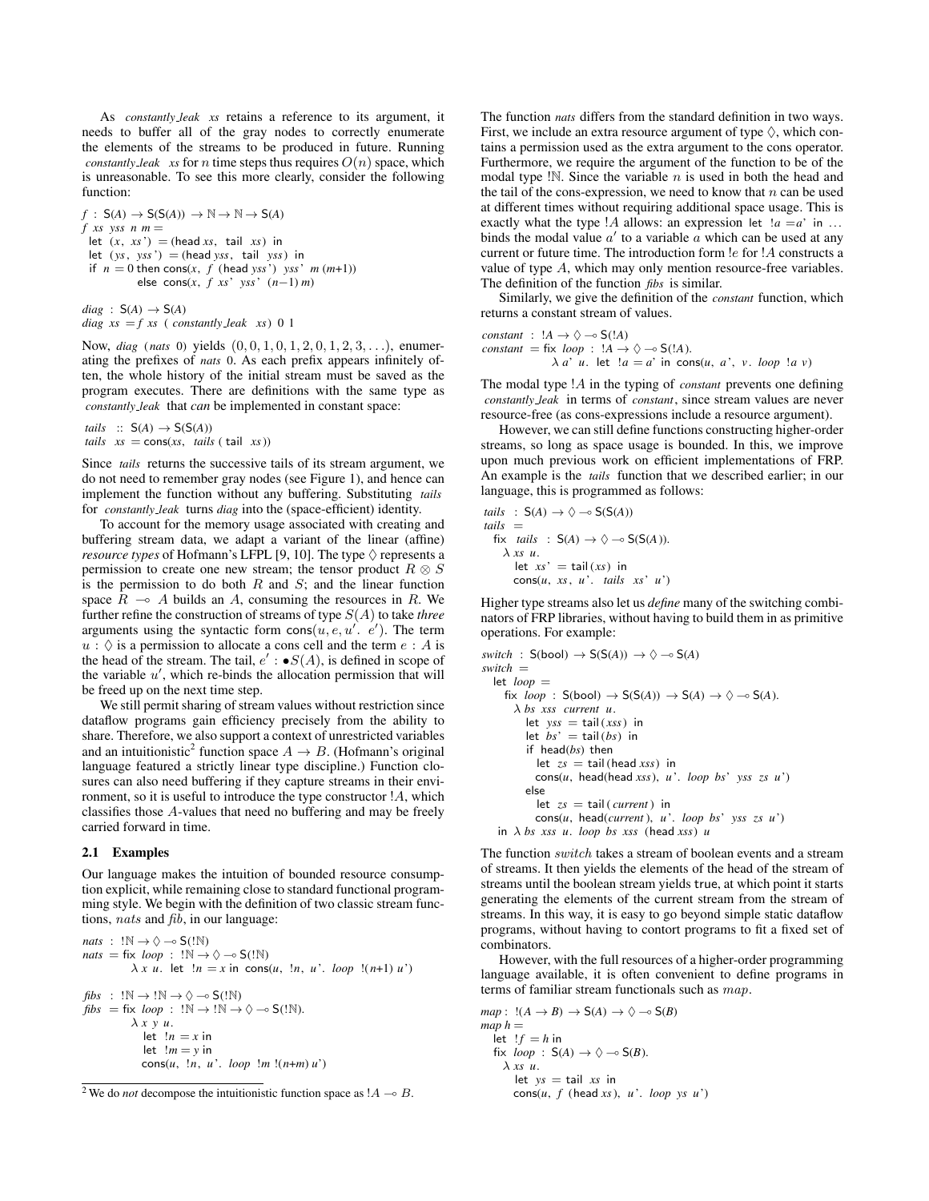As *constantly_leak xs* retains a reference to its argument, it needs to buffer all of the gray nodes to correctly enumerate the elements of the streams to be produced in future. Running *constantly_leak xs* for $n$ time steps thus requires $O(n)$ space, which is unreasonable. To see this more clearly, consider the following function:

```
f : S(A) → S(S(A)) → ℕ → ℕ → S(A)
f xs yss n m =
  let (x, xs') = (head xs, tail xs) in
  let (ys, yss') = (head yss, tail yss) in
  if n = 0 then cons(x, f (head yss') yss' m (m+1))
           else cons(x, f xs' yss' (n−1) m)

diag : S(A) → S(A)
diag xs = f xs (constantly_leak xs) 0 1
```

Now, *diag* (*nats* 0) yields $(0, 0, 1, 0, 1, 2, 0, 1, 2, 3, \ldots)$, enumerating the prefixes of *nats* 0. As each prefix appears infinitely often, the whole history of the initial stream must be saved as the program executes. There are definitions with the same type as *constantly_leak* that *can* be implemented in constant space:

```
tails :: S(A) → S(S(A))
tails xs = cons(xs, tails (tail xs))
```

Since *tails* returns the successive tails of its stream argument, we do not need to remember gray nodes (see Figure 1), and hence can implement the function without any buffering. Substituting *tails* for *constantly_leak* turns *diag* into the (space-efficient) identity.

To account for the memory usage associated with creating and buffering stream data, we adapt a variant of the linear (affine) *resource types* of Hofmann's LFPL [9, 10]. The type $\Diamond$ represents a permission to create one new stream; the tensor product $R \otimes S$ is the permission to do both $R$ and $S$; and the linear function space $R \multimap A$ builds an $A$, consuming the resources in $R$. We further refine the construction of streams of type $S(A)$ to take *three* arguments using the syntactic form $\mathsf{cons}(u, e, u'.\ e')$. The term $u : \Diamond$ is a permission to allocate a cons cell and the term $e : A$ is the head of the stream. The tail, $e' : \bullet S(A)$, is defined in scope of the variable $u'$, which re-binds the allocation permission that will be freed up on the next time step.

We still permit sharing of stream values without restriction since dataflow programs gain efficiency precisely from the ability to share. Therefore, we also support a context of unrestricted variables and an intuitionistic[2] function space $A \to B$. (Hofmann's original language featured a strictly linear type discipline.) Function closures can also need buffering if they capture streams in their environment, so it is useful to introduce the type constructor $!A$, which classifies those $A$-values that need no buffering and may be freely carried forward in time.

### 2.1 Examples

Our language makes the intuition of bounded resource consumption explicit, while remaining close to standard functional programming style. We begin with the definition of two classic stream functions, *nats* and *fib*, in our language:

```
nats : !ℕ → ◊ ⊸ S(!ℕ)
nats = fix loop : !ℕ → ◊ ⊸ S(!ℕ)
         λ x u. let !n = x in cons(u, !n, u'. loop !(n+1) u')

fibs : !ℕ → !ℕ → ◊ ⊸ S(!ℕ)
fibs = fix loop : !ℕ → !ℕ → ◊ ⊸ S(!ℕ).
         λ x y u.
           let !n = x in
           let !m = y in
           cons(u, !n, u'. loop !m !(n+m) u')
```

The function *nats* differs from the standard definition in two ways. First, we include an extra resource argument of type $\Diamond$, which contains a permission used as the extra argument to the cons operator. Furthermore, we require the argument of the function to be of the modal type $!\mathbb{N}$. Since the variable $n$ is used in both the head and the tail of the cons-expression, we need to know that $n$ can be used at different times without requiring additional space usage. This is exactly what the type $!A$ allows: an expression let $!a = a'$ in ... binds the modal value $a'$ to a variable $a$ which can be used at any current or future time. The introduction form $!e$ for $!A$ constructs a value of type $A$, which may only mention resource-free variables. The definition of the function *fibs* is similar.

Similarly, we give the definition of the *constant* function, which returns a constant stream of values.

```
constant : !A → ◊ ⊸ S(!A)
constant = fix loop : !A → ◊ ⊸ S(!A).
             λ a' u. let !a = a' in cons(u, a', v. loop !a v)
```

The modal type $!A$ in the typing of *constant* prevents one defining *constantly_leak* in terms of *constant*, since stream values are never resource-free (as cons-expressions include a resource argument).

However, we can still define functions constructing higher-order streams, so long as space usage is bounded. In this, we improve upon much previous work on efficient implementations of FRP. An example is the *tails* function that we described earlier; in our language, this is programmed as follows:

```
tails : S(A) → ◊ ⊸ S(S(A))
tails =
  fix tails : S(A) → ◊ ⊸ S(S(A)).
    λ xs u.
      let xs' = tail(xs) in
      cons(u, xs, u'. tails xs' u')
```

Higher type streams also let us *define* many of the switching combinators of FRP libraries, without having to build them in as primitive operations. For example:

```
switch : S(bool) → S(S(A)) → ◊ ⊸ S(A)
switch =
  let loop =
    fix loop : S(bool) → S(S(A)) → S(A) → ◊ ⊸ S(A).
      λ bs xss current u.
        let yss = tail(xss) in
        let bs' = tail(bs) in
        if head(bs) then
          let zs = tail(head xss) in
          cons(u, head(head xss), u'. loop bs' yss zs u')
        else
          let zs = tail(current) in
          cons(u, head(current), u'. loop bs' yss zs u')
  in λ bs xss u. loop bs xss (head xss) u
```

The function $switch$ takes a stream of boolean events and a stream of streams. It then yields the elements of the head of the stream of streams until the boolean stream yields true, at which point it starts generating the elements of the current stream from the stream of streams. In this way, it is easy to go beyond simple static dataflow programs, without having to contort programs to fit a fixed set of combinators.

However, with the full resources of a higher-order programming language available, it is often convenient to define programs in terms of familiar stream functionals such as $map$.

```
map : !(A → B) → S(A) → ◊ ⊸ S(B)
map h =
  let !f = h in
  fix loop : S(A) → ◊ ⊸ S(B).
    λ xs u.
      let ys = tail xs in
      cons(u, f (head xs), u'. loop ys u')
```

[2] We do *not* decompose the intuitionistic function space as $!A \multimap B$.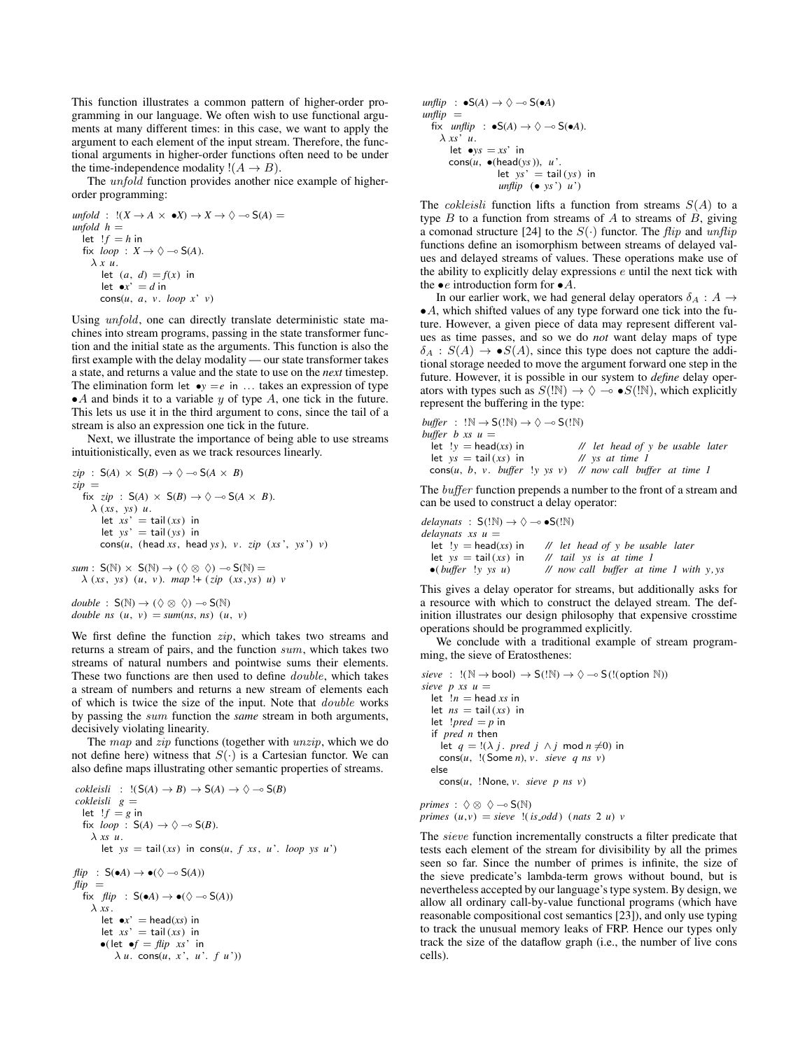This function illustrates a common pattern of higher-order programming in our language. We often wish to use functional arguments at many different times: in this case, we want to apply the argument to each element of the input stream. Therefore, the functional arguments in higher-order functions often need to be under the time-independence modality $!(A \to B)$.

The $unfold$ function provides another nice example of higher-order programming:

```
unfold : !(X → A × •X) → X → ◊ ⊸ S(A) =
unfold h =
  let !f = h in
  fix loop : X → ◊ ⊸ S(A).
    λ x u.
      let (a, d) = f(x) in
      let •x' = d in
      cons(u, a, v. loop x' v)
```

Using $unfold$, one can directly translate deterministic state machines into stream programs, passing in the state transformer function and the initial state as the arguments. This function is also the first example with the delay modality — our state transformer takes a state, and returns a value and the state to use on the *next* timestep. The elimination form let $\bullet y = e$ in $\ldots$ takes an expression of type $\bullet A$ and binds it to a variable $y$ of type $A$, one tick in the future. This lets us use it in the third argument to cons, since the tail of a stream is also an expression one tick in the future.

Next, we illustrate the importance of being able to use streams intuitionistically, even as we track resources linearly.

```
zip : S(A) × S(B) → ◊ ⊸ S(A × B)
zip =
  fix zip : S(A) × S(B) → ◊ ⊸ S(A × B).
    λ (xs, ys) u.
      let xs' = tail(xs) in
      let ys' = tail(ys) in
      cons(u, (head xs, head ys), v. zip (xs', ys') v)

sum : S(ℕ) × S(ℕ) → (◊ ⊗ ◊) ⊸ S(ℕ) =
  λ (xs, ys) (u, v). map !+ (zip (xs,ys) u) v

double : S(ℕ) → (◊ ⊗ ◊) ⊸ S(ℕ)
double ns (u, v) = sum(ns, ns) (u, v)
```

We first define the function $zip$, which takes two streams and returns a stream of pairs, and the function $sum$, which takes two streams of natural numbers and pointwise sums their elements. These two functions are then used to define $double$, which takes a stream of numbers and returns a new stream of elements each of which is twice the size of the input. Note that $double$ works by passing the $sum$ function the *same* stream in both arguments, decisively violating linearity.

The $map$ and $zip$ functions (together with $unzip$, which we do not define here) witness that $S(\cdot)$ is a Cartesian functor. We can also define maps illustrating other semantic properties of streams.

```
cokleisli : !(S(A) → B) → S(A) → ◊ ⊸ S(B)
cokleisli g =
  let !f = g in
  fix loop : S(A) → ◊ ⊸ S(B).
    λ xs u.
      let ys = tail(xs) in cons(u, f xs, u'. loop ys u')

flip : S(•A) → •(◊ ⊸ S(A))
flip =
  fix flip : S(•A) → •(◊ ⊸ S(A))
    λ xs.
      let •x' = head(xs) in
      let xs' = tail(xs) in
      •(let •f = flip xs' in
        λ u. cons(u, x', u'. f u'))

unflip : •S(A) → ◊ ⊸ S(•A)
unflip =
  fix unflip : •S(A) → ◊ ⊸ S(•A).
    λ xs' u.
      let •ys = xs' in
      cons(u, •(head(ys)), u'.
                let ys' = tail(ys) in
                unflip (• ys') u')
```

The $cokleisli$ function lifts a function from streams $S(A)$ to a type $B$ to a function from streams of $A$ to streams of $B$, giving a comonad structure [24] to the $S(\cdot)$ functor. The $flip$ and $unflip$ functions define an isomorphism between streams of delayed values and delayed streams of values. These operations make use of the ability to explicitly delay expressions $e$ until the next tick with the $\bullet e$ introduction form for $\bullet A$.

In our earlier work, we had general delay operators $\delta_A : A \to \bullet A$, which shifted values of any type forward one tick into the future. However, a given piece of data may represent different values as time passes, and so we do *not* want delay maps of type $\delta_A : S(A) \to \bullet S(A)$, since this type does not capture the additional storage needed to move the argument forward one step in the future. However, it is possible in our system to *define* delay operators with types such as $S(!\mathbb{N}) \to \lozenge \multimap \bullet S(!\mathbb{N})$, which explicitly represent the buffering in the type:

```
buffer : !ℕ → S(!ℕ) → ◊ ⊸ S(!ℕ)
buffer b xs u =
  let !y = head(xs) in          // let head of y be usable later
  let ys = tail(xs) in          // ys at time 1
  cons(u, b, v. buffer !y ys v) // now call buffer at time 1
```

The $buffer$ function prepends a number to the front of a stream and can be used to construct a delay operator:

```
delaynats : S(!ℕ) → ◊ ⊸ •S(!ℕ)
delaynats xs u =
  let !y = head(xs) in     // let head of y be usable later
  let ys = tail(xs) in     // tail ys is at time 1
  •(buffer !y ys u)        // now call buffer at time 1 with y,ys
```

This gives a delay operator for streams, but additionally asks for a resource with which to construct the delayed stream. The definition illustrates our design philosophy that expensive crosstime operations should be programmed explicitly.

We conclude with a traditional example of stream programming, the sieve of Eratosthenes:

```
sieve : !(ℕ → bool) → S(!ℕ) → ◊ ⊸ S(!(option ℕ))
sieve p xs u =
  let !n = head xs in
  let ns = tail(xs) in
  let !pred = p in
  if pred n then
    let q = !(λ j. pred j ∧ j mod n ≠0) in
    cons(u, !(Some n), v. sieve q ns v)
  else
    cons(u, !None, v. sieve p ns v)

primes : ◊ ⊗ ◊ ⊸ S(ℕ)
primes (u,v) = sieve !(is_odd) (nats 2 u) v
```

The $sieve$ function incrementally constructs a filter predicate that tests each element of the stream for divisibility by all the primes seen so far. Since the number of primes is infinite, the size of the sieve predicate's lambda-term grows without bound, but is nevertheless accepted by our language's type system. By design, we allow all ordinary call-by-value functional programs (which have reasonable compositional cost semantics [23]), and only use typing to track the unusual memory leaks of FRP. Hence our types only track the size of the dataflow graph (i.e., the number of live cons cells).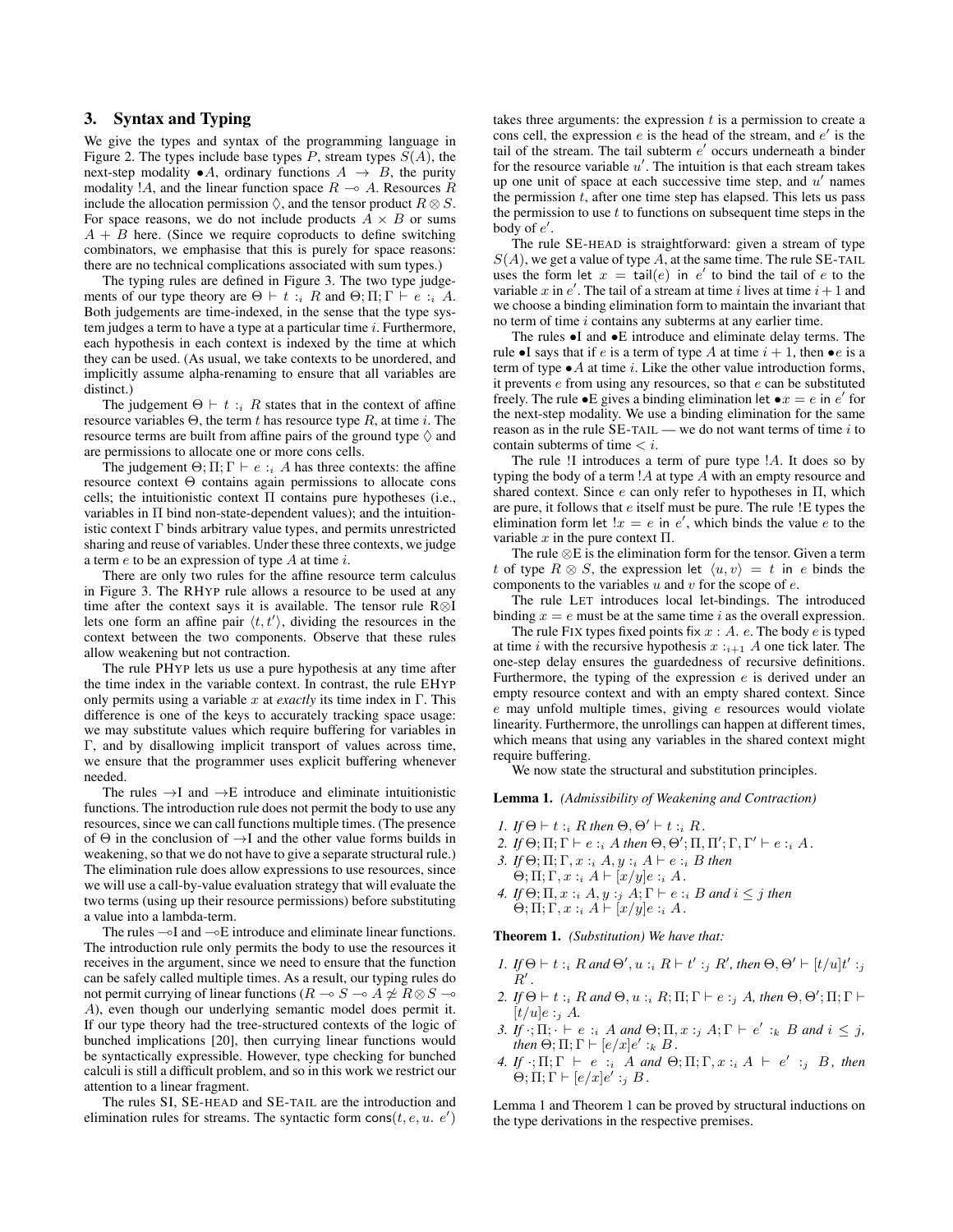## 3. Syntax and Typing

We give the types and syntax of the programming language in Figure 2. The types include base types $P$, stream types $S(A)$, the next-step modality $\bullet A$, ordinary functions $A \to B$, the purity modality $!A$, and the linear function space $R \multimap A$. Resources $R$ include the allocation permission $\Diamond$, and the tensor product $R \otimes S$. For space reasons, we do not include products $A \times B$ or sums $A + B$ here. (Since we require coproducts to define switching combinators, we emphasise that this is purely for space reasons: there are no technical complications associated with sum types.)

The typing rules are defined in Figure 3. The two type judgements of our type theory are $\Theta \vdash t :_i R$ and $\Theta; \Pi; \Gamma \vdash e :_i A$. Both judgements are time-indexed, in the sense that the type system judges a term to have a type at a particular time $i$. Furthermore, each hypothesis in each context is indexed by the time at which they can be used. (As usual, we take contexts to be unordered, and implicitly assume alpha-renaming to ensure that all variables are distinct.)

The judgement $\Theta \vdash t :_i R$ states that in the context of affine resource variables $\Theta$, the term $t$ has resource type $R$, at time $i$. The resource terms are built from affine pairs of the ground type $\Diamond$ and are permissions to allocate one or more cons cells.

The judgement $\Theta; \Pi; \Gamma \vdash e :_i A$ has three contexts: the affine resource context $\Theta$ contains again permissions to allocate cons cells; the intuitionistic context $\Pi$ contains pure hypotheses (i.e., variables in $\Pi$ bind non-state-dependent values); and the intuitionistic context $\Gamma$ binds arbitrary value types, and permits unrestricted sharing and reuse of variables. Under these three contexts, we judge a term $e$ to be an expression of type $A$ at time $i$.

There are only two rules for the affine resource term calculus in Figure 3. The RHYP rule allows a resource to be used at any time after the context says it is available. The tensor rule R$\otimes$I lets one form an affine pair $\langle t, t' \rangle$, dividing the resources in the context between the two components. Observe that these rules allow weakening but not contraction.

The rule PHYP lets us use a pure hypothesis at any time after the time index in the variable context. In contrast, the rule EHYP only permits using a variable $x$ at *exactly* its time index in $\Gamma$. This difference is one of the keys to accurately tracking space usage: we may substitute values which require buffering for variables in $\Gamma$, and by disallowing implicit transport of values across time, we ensure that the programmer uses explicit buffering whenever needed.

The rules $\to$I and $\to$E introduce and eliminate intuitionistic functions. The introduction rule does not permit the body to use any resources, since we can call functions multiple times. (The presence of $\Theta$ in the conclusion of $\to$I and the other value forms builds in weakening, so that we do not have to give a separate structural rule.) The elimination rule does allow expressions to use resources, since we will use a call-by-value evaluation strategy that will evaluate the two terms (using up their resource permissions) before substituting a value into a lambda-term.

The rules $\multimap$I and $\multimap$E introduce and eliminate linear functions. The introduction rule only permits the body to use the resources it receives in the argument, since we need to ensure that the function can be safely called multiple times. As a result, our typing rules do not permit currying of linear functions ($R \multimap S \multimap A \not\simeq R \otimes S \multimap A$), even though our underlying semantic model does permit it. If our type theory had the tree-structured contexts of the logic of bunched implications [20], then currying linear functions would be syntactically expressible. However, type checking for bunched calculi is still a difficult problem, and so in this work we restrict our attention to a linear fragment.

The rules SI, SE-HEAD and SE-TAIL are the introduction and elimination rules for streams. The syntactic form $\mathsf{cons}(t, e, u.\ e')$ takes three arguments: the expression $t$ is a permission to create a cons cell, the expression $e$ is the head of the stream, and $e'$ is the tail of the stream. The tail subterm $e'$ occurs underneath a binder for the resource variable $u'$. The intuition is that each stream takes up one unit of space at each successive time step, and $u'$ names the permission $t$, after one time step has elapsed. This lets us pass the permission to use $t$ to functions on subsequent time steps in the body of $e'$.

The rule SE-HEAD is straightforward: given a stream of type $S(A)$, we get a value of type $A$, at the same time. The rule SE-TAIL uses the form $\mathsf{let}\ x = \mathsf{tail}(e)\ \mathsf{in}\ e'$ to bind the tail of $e$ to the variable $x$ in $e'$. The tail of a stream at time $i$ lives at time $i+1$ and we choose a binding elimination form to maintain the invariant that no term of time $i$ contains any subterms at any earlier time.

The rules $\bullet$I and $\bullet$E introduce and eliminate delay terms. The rule $\bullet$I says that if $e$ is a term of type $A$ at time $i+1$, then $\bullet e$ is a term of type $\bullet A$ at time $i$. Like the other value introduction forms, it prevents $e$ from using any resources, so that $e$ can be substituted freely. The rule $\bullet$E gives a binding elimination $\mathsf{let}\ \bullet x = e\ \mathsf{in}\ e'$ for the next-step modality. We use a binding elimination for the same reason as in the rule SE-TAIL — we do not want terms of time $i$ to contain subterms of time $< i$.

The rule !I introduces a term of pure type $!A$. It does so by typing the body of a term $!A$ at type $A$ with an empty resource and shared context. Since $e$ can only refer to hypotheses in $\Pi$, which are pure, it follows that $e$ itself must be pure. The rule !E types the elimination form $\mathsf{let}\ !x = e\ \mathsf{in}\ e'$, which binds the value $e$ to the variable $x$ in the pure context $\Pi$.

The rule $\otimes$E is the elimination form for the tensor. Given a term $t$ of type $R \otimes S$, the expression $\mathsf{let}\ \langle u, v \rangle = t\ \mathsf{in}\ e$ binds the components to the variables $u$ and $v$ for the scope of $e$.

The rule LET introduces local let-bindings. The introduced binding $x = e$ must be at the same time $i$ as the overall expression.

The rule FIX types fixed points $\mathsf{fix}\ x : A.\ e$. The body $e$ is typed at time $i$ with the recursive hypothesis $x :_{i+1} A$ one tick later. The one-step delay ensures the guardedness of recursive definitions. Furthermore, the typing of the expression $e$ is derived under an empty resource context and with an empty shared context. Since $e$ may unfold multiple times, giving $e$ resources would violate linearity. Furthermore, the unrollings can happen at different times, which means that using any variables in the shared context might require buffering.

We now state the structural and substitution principles.

**Lemma 1.** *(Admissibility of Weakening and Contraction)*

1. *If* $\Theta \vdash t :_i R$ *then* $\Theta, \Theta' \vdash t :_i R$.
2. *If* $\Theta; \Pi; \Gamma \vdash e :_i A$ *then* $\Theta, \Theta'; \Pi, \Pi'; \Gamma, \Gamma' \vdash e :_i A$.
3. *If* $\Theta; \Pi; \Gamma, x :_i A, y :_i A \vdash e :_i B$ *then* $\Theta; \Pi; \Gamma, x :_i A \vdash [x/y]e :_i A$.
4. *If* $\Theta; \Pi, x :_i A, y :_j A; \Gamma \vdash e :_i B$ *and* $i \leq j$ *then* $\Theta; \Pi; \Gamma, x :_i A \vdash [x/y]e :_i A$.

**Theorem 1.** *(Substitution) We have that:*

1. *If* $\Theta \vdash t :_i R$ *and* $\Theta', u :_i R \vdash t' :_j R'$, *then* $\Theta, \Theta' \vdash [t/u]t' :_j R'$.
2. *If* $\Theta \vdash t :_i R$ *and* $\Theta, u :_i R; \Pi; \Gamma \vdash e :_j A$, *then* $\Theta, \Theta'; \Pi; \Gamma \vdash [t/u]e :_j A$.
3. *If* $\cdot; \Pi; \cdot \vdash e :_i A$ *and* $\Theta; \Pi, x :_j A; \Gamma \vdash e' :_k B$ *and* $i \leq j$, *then* $\Theta; \Pi; \Gamma \vdash [e/x]e' :_k B$.
4. *If* $\cdot; \Pi; \Gamma \vdash e :_i A$ *and* $\Theta; \Pi; \Gamma, x :_i A \vdash e' :_j B$, *then* $\Theta; \Pi; \Gamma \vdash [e/x]e' :_j B$.

Lemma 1 and Theorem 1 can be proved by structural inductions on the type derivations in the respective premises.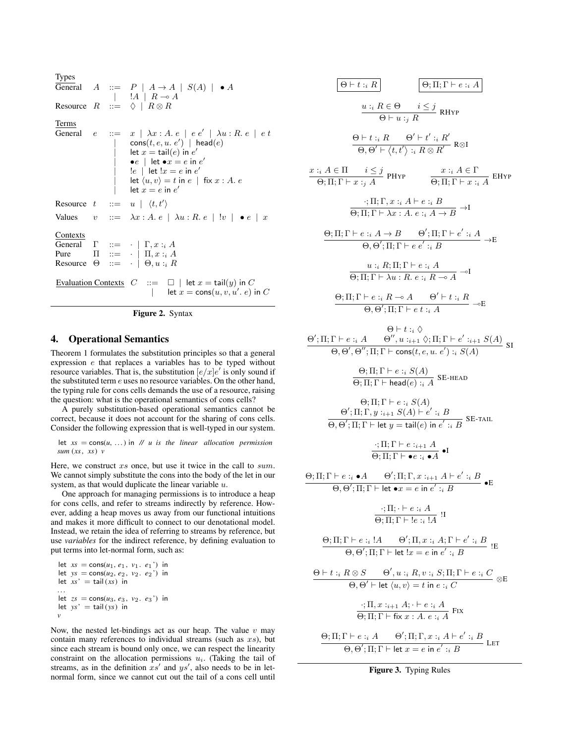Types

$$
\begin{array}{llcl}
\text{General} & A & ::= & P \mid A \to A \mid S(A) \mid \bullet A \\
& & \mid & !A \mid R \multimap A \\
\text{Resource} & R & ::= & \Diamond \mid R \otimes R
\end{array}
$$

Terms

$$
\begin{array}{llcl}
\text{General} & e & ::= & x \mid \lambda x : A.\ e \mid e\ e' \mid \lambda u : R.\ e \mid e\ t \\
& & \mid & \mathsf{cons}(t, e, u.\ e') \mid \mathsf{head}(e) \\
& & \mid & \mathsf{let}\ x = \mathsf{tail}(e)\ \mathsf{in}\ e' \\
& & \mid & \bullet e \mid \mathsf{let}\ \bullet x = e\ \mathsf{in}\ e' \\
& & \mid & !e \mid \mathsf{let}\ !x = e\ \mathsf{in}\ e' \\
& & \mid & \mathsf{let}\ \langle u, v\rangle = t\ \mathsf{in}\ e \mid \mathsf{fix}\ x : A.\ e \\
& & \mid & \mathsf{let}\ x = e\ \mathsf{in}\ e' \\
\text{Resource} & t & ::= & u \mid \langle t, t' \rangle \\
\text{Values} & v & ::= & \lambda x : A.\ e \mid \lambda u : R.\ e \mid !v \mid \bullet e \mid x
\end{array}
$$

Contexts

$$
\begin{array}{llcl}
\text{General} & \Gamma & ::= & \cdot \mid \Gamma, x :_i A \\
\text{Pure} & \Pi & ::= & \cdot \mid \Pi, x :_i A \\
\text{Resource} & \Theta & ::= & \cdot \mid \Theta, u :_i R
\end{array}
$$

$$
\begin{array}{lcl}
\text{Evaluation Contexts}\quad C & ::= & \square \mid \mathsf{let}\ x = \mathsf{tail}(y)\ \mathsf{in}\ C \\
& \mid & \mathsf{let}\ x = \mathsf{cons}(u, v, u'.\ e)\ \mathsf{in}\ C
\end{array}
$$

**Figure 2.** Syntax

## 4. Operational Semantics

Theorem 1 formulates the substitution principles so that a general expression $e$ that replaces a variables has to be typed without resource variables. That is, the substitution $[e/x]e'$ is only sound if the substituted term $e$ uses no resource variables. On the other hand, the typing rule for cons cells demands the use of a resource, raising the question: what is the operational semantics of cons cells?

A purely substitution-based operational semantics cannot be correct, because it does not account for the sharing of cons cells. Consider the following expression that is well-typed in our system.

```
let xs = cons(u, ...) in // u is the linear allocation permission
sum (xs, xs) v
```

Here, we construct $xs$ once, but use it twice in the call to $sum$. We cannot simply substitute the cons into the body of the let in our system, as that would duplicate the linear variable $u$.

One approach for managing permissions is to introduce a heap for cons cells, and refer to streams indirectly by reference. However, adding a heap moves us away from our functional intuitions and makes it more difficult to connect to our denotational model. Instead, we retain the idea of referring to streams by reference, but use *variables* for the indirect reference, by defining evaluation to put terms into let-normal form, such as:

```
let xs = cons(u1, e1, v1. e1') in
let ys = cons(u2, e2, v2. e2') in
let xs' = tail(xs) in
...
let zs = cons(u3, e3, v3. e3') in
let ys' = tail(ys) in
v
```

Now, the nested let-bindings act as our heap. The value $v$ may contain many references to individual streams (such as $xs$), but since each stream is bound only once, we can respect the linearity constraint on the allocation permissions $u_i$. (Taking the tail of streams, as in the definition $xs'$ and $ys'$, also needs to be in let-normal form, since we cannot cut out the tail of a cons cell until

Judgments: $\boxed{\Theta \vdash t :_i R}$ $\quad$ $\boxed{\Theta; \Pi; \Gamma \vdash e :_i A}$

$$
\frac{u :_i R \in \Theta \qquad i \le j}{\Theta \vdash u :_j R}\ \text{RHyp}
$$

$$
\frac{\Theta \vdash t :_i R \qquad \Theta' \vdash t' :_i R'}{\Theta, \Theta' \vdash \langle t, t' \rangle :_i R \otimes R'}\ \text{R}\otimes\text{I}
$$

$$
\frac{x :_i A \in \Pi \qquad i \le j}{\Theta; \Pi; \Gamma \vdash x :_j A}\ \text{PHyp}
\qquad
\frac{x :_i A \in \Gamma}{\Theta; \Pi; \Gamma \vdash x :_i A}\ \text{EHyp}
$$

$$
\frac{\cdot; \Pi; \Gamma, x :_i A \vdash e :_i B}{\Theta; \Pi; \Gamma \vdash \lambda x : A.\ e :_i A \to B}\ \to\text{I}
$$

$$
\frac{\Theta; \Pi; \Gamma \vdash e :_i A \to B \qquad \Theta'; \Pi; \Gamma \vdash e' :_i A}{\Theta, \Theta'; \Pi; \Gamma \vdash e\ e' :_i B}\ \to\text{E}
$$

$$
\frac{u :_i R; \Pi; \Gamma \vdash e :_i A}{\Theta; \Pi; \Gamma \vdash \lambda u : R.\ e :_i R \multimap A}\ \multimap\text{I}
$$

$$
\frac{\Theta; \Pi; \Gamma \vdash e :_i R \multimap A \qquad \Theta' \vdash t :_i R}{\Theta, \Theta'; \Pi; \Gamma \vdash e\ t :_i A}\ \multimap\text{E}
$$

$$
\frac{\Theta \vdash t :_i \Diamond \qquad \Theta'; \Pi; \Gamma \vdash e :_i A \qquad \Theta'', u :_{i+1} \Diamond; \Pi; \Gamma \vdash e' :_{i+1} S(A)}{\Theta, \Theta', \Theta''; \Pi; \Gamma \vdash \mathsf{cons}(t, e, u.\ e') :_i S(A)}\ \text{SI}
$$

$$
\frac{\Theta; \Pi; \Gamma \vdash e :_i S(A)}{\Theta; \Pi; \Gamma \vdash \mathsf{head}(e) :_i A}\ \text{SE-head}
$$

$$
\frac{\Theta; \Pi; \Gamma \vdash e :_i S(A) \qquad \Theta'; \Pi; \Gamma, y :_{i+1} S(A) \vdash e' :_i B}{\Theta, \Theta'; \Pi; \Gamma \vdash \mathsf{let}\ y = \mathsf{tail}(e)\ \mathsf{in}\ e' :_i B}\ \text{SE-tail}
$$

$$
\frac{\cdot; \Pi; \Gamma \vdash e :_{i+1} A}{\Theta; \Pi; \Gamma \vdash \bullet e :_i \bullet A}\ \bullet\text{I}
$$

$$
\frac{\Theta; \Pi; \Gamma \vdash e :_i \bullet A \qquad \Theta'; \Pi; \Gamma, x :_{i+1} A \vdash e' :_i B}{\Theta, \Theta'; \Pi; \Gamma \vdash \mathsf{let}\ \bullet x = e\ \mathsf{in}\ e' :_i B}\ \bullet\text{E}
$$

$$
\frac{\cdot; \Pi; \cdot \vdash e :_i A}{\Theta; \Pi; \Gamma \vdash !e :_i !A}\ !\text{I}
$$

$$
\frac{\Theta; \Pi; \Gamma \vdash e :_i !A \qquad \Theta'; \Pi, x :_i A; \Gamma \vdash e' :_i B}{\Theta, \Theta'; \Pi; \Gamma \vdash \mathsf{let}\ !x = e\ \mathsf{in}\ e' :_i B}\ !\text{E}
$$

$$
\frac{\Theta \vdash t :_i R \otimes S \qquad \Theta', u :_i R, v :_i S; \Pi; \Gamma \vdash e :_i C}{\Theta, \Theta' \vdash \mathsf{let}\ \langle u, v \rangle = t\ \mathsf{in}\ e :_i C}\ \otimes\text{E}
$$

$$
\frac{\cdot; \Pi, x :_{i+1} A; \cdot \vdash e :_i A}{\Theta; \Pi; \Gamma \vdash \mathsf{fix}\ x : A.\ e :_i A}\ \text{Fix}
$$

$$
\frac{\Theta; \Pi; \Gamma \vdash e :_i A \qquad \Theta'; \Pi; \Gamma, x :_i A \vdash e' :_i B}{\Theta, \Theta'; \Pi; \Gamma \vdash \mathsf{let}\ x = e\ \mathsf{in}\ e' :_i B}\ \text{Let}
$$

**Figure 3.** Typing Rules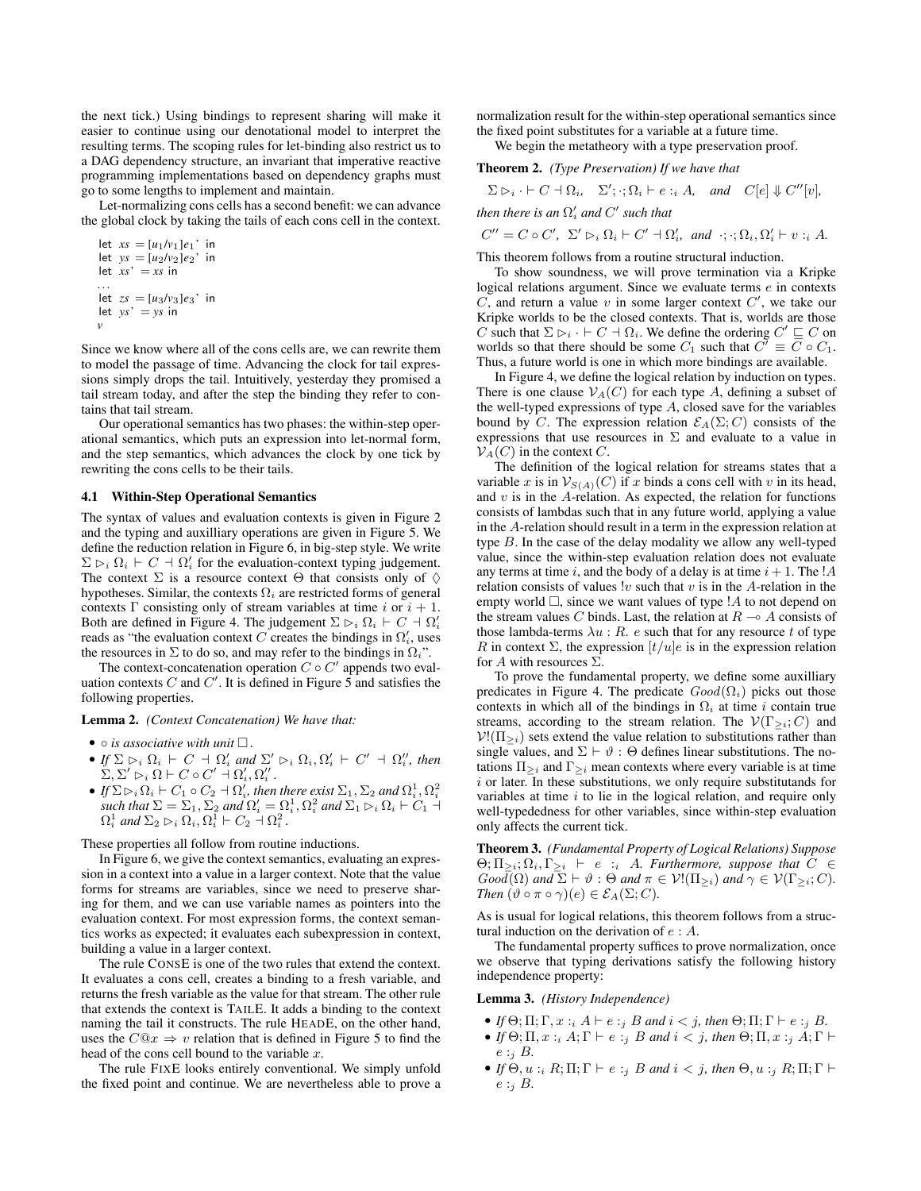the next tick.) Using bindings to represent sharing will make it easier to continue using our denotational model to interpret the resulting terms. The scoping rules for let-binding also restrict us to a DAG dependency structure, an invariant that imperative reactive programming implementations based on dependency graphs must go to some lengths to implement and maintain.

Let-normalizing cons cells has a second benefit: we can advance the global clock by taking the tails of each cons cell in the context.

```
let xs = [u1/v1]e1' in
let ys = [u2/v2]e2' in
let xs' = xs in
...
let zs = [u3/v3]e3' in
let ys' = ys in
v
```

Since we know where all of the cons cells are, we can rewrite them to model the passage of time. Advancing the clock for tail expressions simply drops the tail. Intuitively, yesterday they promised a tail stream today, and after the step the binding they refer to contains that tail stream.

Our operational semantics has two phases: the within-step operational semantics, which puts an expression into let-normal form, and the step semantics, which advances the clock by one tick by rewriting the cons cells to be their tails.

### 4.1 Within-Step Operational Semantics

The syntax of values and evaluation contexts is given in Figure 2 and the typing and auxilliary operations are given in Figure 5. We define the reduction relation in Figure 6, in big-step style. We write $\Sigma \rhd_i \Omega_i \vdash C \dashv \Omega'_i$ for the evaluation-context typing judgement. The context $\Sigma$ is a resource context $\Theta$ that consists only of $\diamondsuit$ hypotheses. Similar, the contexts $\Omega_i$ are restricted forms of general contexts $\Gamma$ consisting only of stream variables at time $i$ or $i+1$. Both are defined in Figure 4. The judgement $\Sigma \rhd_i \Omega_i \vdash C \dashv \Omega'_i$ reads as "the evaluation context $C$ creates the bindings in $\Omega'_i$, uses the resources in $\Sigma$ to do so, and may refer to the bindings in $\Omega_i$".

The context-concatenation operation $C \circ C'$ appends two evaluation contexts $C$ and $C'$. It is defined in Figure 5 and satisfies the following properties.

**Lemma 2.** *(Context Concatenation) We have that:*

- $\circ$ *is associative with unit* $\square$.
- *If* $\Sigma \rhd_i \Omega_i \vdash C \dashv \Omega'_i$ *and* $\Sigma' \rhd_i \Omega_i, \Omega'_i \vdash C' \dashv \Omega''_i$*, then* $\Sigma, \Sigma' \rhd_i \Omega \vdash C \circ C' \dashv \Omega'_i, \Omega''_i$.
- *If* $\Sigma \rhd_i \Omega_i \vdash C_1 \circ C_2 \dashv \Omega'_i$*, then there exist* $\Sigma_1, \Sigma_2$ *and* $\Omega^1_i, \Omega^2_i$ *such that* $\Sigma = \Sigma_1, \Sigma_2$ *and* $\Omega'_i = \Omega^1_i, \Omega^2_i$ *and* $\Sigma_1 \rhd_i \Omega_i \vdash C_1 \dashv \Omega^1_i$ *and* $\Sigma_2 \rhd_i \Omega_i, \Omega^1_i \vdash C_2 \dashv \Omega^2_i$.

These properties all follow from routine inductions.

In Figure 6, we give the context semantics, evaluating an expression in a context into a value in a larger context. Note that the value forms for streams are variables, since we need to preserve sharing for them, and we can use variable names as pointers into the evaluation context. For most expression forms, the context semantics works as expected; it evaluates each subexpression in context, building a value in a larger context.

The rule CONSE is one of the two rules that extend the context. It evaluates a cons cell, creates a binding to a fresh variable, and returns the fresh variable as the value for that stream. The other rule that extends the context is TAILE. It adds a binding to the context naming the tail it constructs. The rule HEADE, on the other hand, uses the $C@x \Rightarrow v$ relation that is defined in Figure 5 to find the head of the cons cell bound to the variable $x$.

The rule FIXE looks entirely conventional. We simply unfold the fixed point and continue. We are nevertheless able to prove a normalization result for the within-step operational semantics since the fixed point substitutes for a variable at a future time.

We begin the metatheory with a type preservation proof.

**Theorem 2.** *(Type Preservation) If we have that*

$$\Sigma \rhd_i \cdot \vdash C \dashv \Omega_i, \quad \Sigma'; \cdot; \Omega_i \vdash e :_i A, \quad \textit{and} \quad C[e] \Downarrow C''[v],$$

*then there is an* $\Omega'_i$ *and* $C'$ *such that*

$$C'' = C \circ C', \;\; \Sigma' \rhd_i \Omega_i \vdash C' \dashv \Omega'_i, \;\; \textit{and} \;\; \cdot; \cdot; \Omega_i, \Omega'_i \vdash v :_i A.$$

This theorem follows from a routine structural induction.

To show soundness, we will prove termination via a Kripke logical relations argument. Since we evaluate terms $e$ in contexts $C$, and return a value $v$ in some larger context $C'$, we take our Kripke worlds to be the closed contexts. That is, worlds are those $C$ such that $\Sigma \rhd_i \cdot \vdash C \dashv \Omega_i$. We define the ordering $C' \sqsubseteq C$ on worlds so that there should be some $C_1$ such that $C' \equiv C \circ C_1$. Thus, a future world is one in which more bindings are available.

In Figure 4, we define the logical relation by induction on types. There is one clause $\mathcal{V}_A(C)$ for each type $A$, defining a subset of the well-typed expressions of type $A$, closed save for the variables bound by $C$. The expression relation $\mathcal{E}_A(\Sigma; C)$ consists of the expressions that use resources in $\Sigma$ and evaluate to a value in $\mathcal{V}_A(C)$ in the context $C$.

The definition of the logical relation for streams states that a variable $x$ is in $\mathcal{V}_{S(A)}(C)$ if $x$ binds a cons cell with $v$ in its head, and $v$ is in the $A$-relation. As expected, the relation for functions consists of lambdas such that in any future world, applying a value in the $A$-relation should result in a term in the expression relation at type $B$. In the case of the delay modality we allow any well-typed value, since the within-step evaluation relation does not evaluate any terms at time $i$, and the body of a delay is at time $i+1$. The $!A$ relation consists of values $!v$ such that $v$ is in the $A$-relation in the empty world $\square$, since we want values of type $!A$ to not depend on the stream values $C$ binds. Last, the relation at $R \multimap A$ consists of those lambda-terms $\lambda u : R.\ e$ such that for any resource $t$ of type $R$ in context $\Sigma$, the expression $[t/u]e$ is in the expression relation for $A$ with resources $\Sigma$.

To prove the fundamental property, we define some auxilliary predicates in Figure 4. The predicate $Good(\Omega_i)$ picks out those contexts in which all of the bindings in $\Omega_i$ at time $i$ contain true streams, according to the stream relation. The $\mathcal{V}(\Gamma_{\geq i}; C)$ and $\mathcal{V}!(\Pi_{\geq i})$ sets extend the value relation to substitutions rather than single values, and $\Sigma \vdash \vartheta : \Theta$ defines linear substitutions. The notations $\Pi_{\geq i}$ and $\Gamma_{\geq i}$ mean contexts where every variable is at time $i$ or later. In these substitutions, we only require substitutands for variables at time $i$ to lie in the logical relation, and require only well-typedeness for other variables, since within-step evaluation only affects the current tick.

**Theorem 3.** *(Fundamental Property of Logical Relations) Suppose* $\Theta; \Pi_{\geq i}; \Omega_i, \Gamma_{\geq i} \vdash e :_i A$*. Furthermore, suppose that* $C \in Good(\Omega)$ *and* $\Sigma \vdash \vartheta : \Theta$ *and* $\pi \in \mathcal{V}!(\Pi_{\geq i})$ *and* $\gamma \in \mathcal{V}(\Gamma_{\geq i}; C)$*. Then* $(\vartheta \circ \pi \circ \gamma)(e) \in \mathcal{E}_A(\Sigma; C)$.

As is usual for logical relations, this theorem follows from a structural induction on the derivation of $e : A$.

The fundamental property suffices to prove normalization, once we observe that typing derivations satisfy the following history independence property:

**Lemma 3.** *(History Independence)*

- *If* $\Theta; \Pi; \Gamma, x :_i A \vdash e :_j B$ *and* $i < j$*, then* $\Theta; \Pi; \Gamma \vdash e :_j B$.
- *If* $\Theta; \Pi, x :_i A; \Gamma \vdash e :_j B$ *and* $i < j$*, then* $\Theta; \Pi, x :_j A; \Gamma \vdash e :_j B$.
- *If* $\Theta, u :_i R; \Pi; \Gamma \vdash e :_j B$ *and* $i < j$*, then* $\Theta, u :_j R; \Pi; \Gamma \vdash e :_j B$.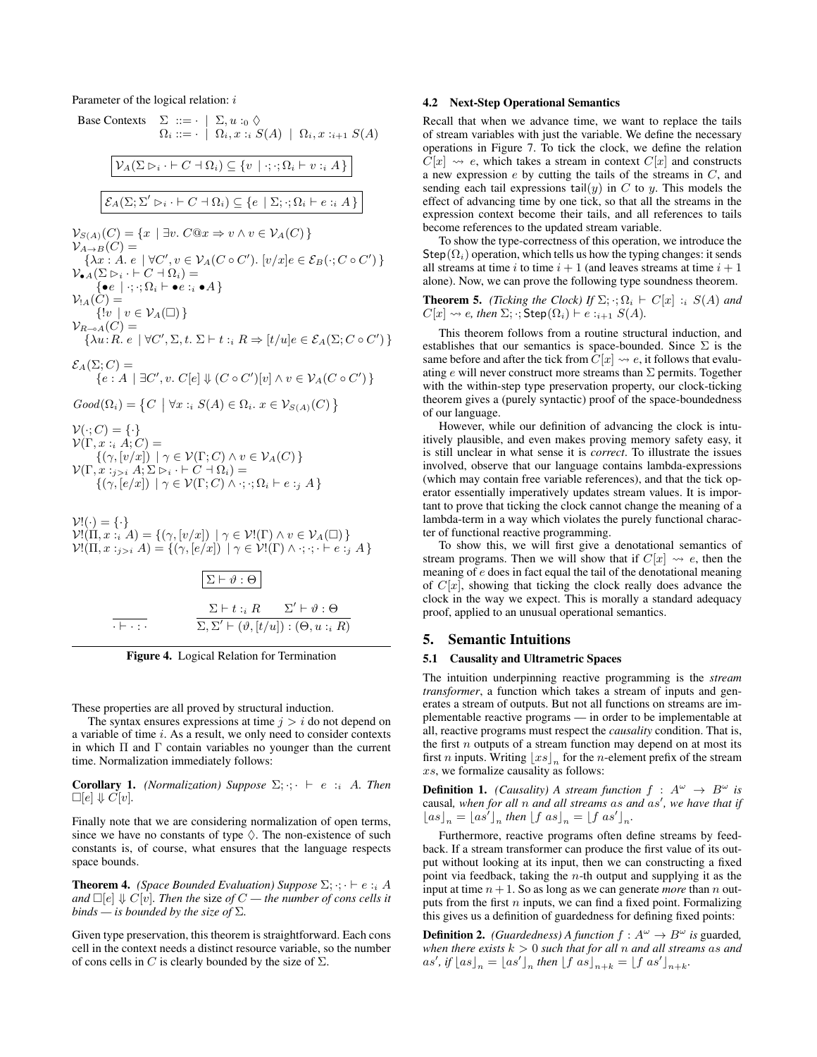Parameter of the logical relation: $i$

$$\begin{array}{ll} \text{Base Contexts} & \Sigma \ ::= \cdot \ \mid \ \Sigma, u :_0 \Diamond \\ & \Omega_i ::= \cdot \ \mid \ \Omega_i, x :_i S(A) \ \mid \ \Omega_i, x :_{i+1} S(A) \end{array}$$

$$\boxed{\mathcal{V}_A(\Sigma \rhd_i \cdot \vdash C \dashv \Omega_i) \subseteq \{ v \mid \cdot; \cdot; \Omega_i \vdash v :_i A \}}$$

$$\boxed{\mathcal{E}_A(\Sigma; \Sigma' \rhd_i \cdot \vdash C \dashv \Omega_i) \subseteq \{ e \mid \Sigma; \cdot; \Omega_i \vdash e :_i A \}}$$

$$\begin{array}{l}
\mathcal{V}_{S(A)}(C) = \{ x \mid \exists v.\ C@x \Rightarrow v \wedge v \in \mathcal{V}_A(C) \} \\
\mathcal{V}_{A \to B}(C) = \\
\quad \{ \lambda x : A.\ e \mid \forall C', v \in \mathcal{V}_A(C \circ C').\ [v/x]e \in \mathcal{E}_B(\cdot; C \circ C') \} \\
\mathcal{V}_{\bullet A}(\Sigma \rhd_i \cdot \vdash C \dashv \Omega_i) = \\
\quad \{ \bullet e \mid \cdot; \cdot; \Omega_i \vdash \bullet e :_i \bullet A \} \\
\mathcal{V}_{!A}(C) = \\
\quad \{ !v \mid v \in \mathcal{V}_A(\square) \} \\
\mathcal{V}_{R \multimap A}(C) = \\
\quad \{ \lambda u : R.\ e \mid \forall C', \Sigma, t.\ \Sigma \vdash t :_i R \Rightarrow [t/u]e \in \mathcal{E}_A(\Sigma; C \circ C') \}
\end{array}$$

$$\begin{array}{l}
\mathcal{E}_A(\Sigma; C) = \\
\quad \{ e : A \mid \exists C', v.\ C[e] \Downarrow (C \circ C')[v] \wedge v \in \mathcal{V}_A(C \circ C') \}
\end{array}$$

$$Good(\Omega_i) = \left\{ C \ \middle|\ \forall x :_i S(A) \in \Omega_i.\ x \in \mathcal{V}_{S(A)}(C) \right\}$$

$$\begin{array}{l}
\mathcal{V}(\cdot; C) = \{ \cdot \} \\
\mathcal{V}(\Gamma, x :_i A; C) = \\
\quad \{ (\gamma, [v/x]) \mid \gamma \in \mathcal{V}(\Gamma; C) \wedge v \in \mathcal{V}_A(C) \} \\
\mathcal{V}(\Gamma, x :_{j>i} A; \Sigma \rhd_i \cdot \vdash C \dashv \Omega_i) = \\
\quad \{ (\gamma, [e/x]) \mid \gamma \in \mathcal{V}(\Gamma; C) \wedge \cdot; \cdot; \Omega_i \vdash e :_j A \}
\end{array}$$

$$\begin{array}{l}
\mathcal{V}!(\cdot) = \{ \cdot \} \\
\mathcal{V}!(\Pi, x :_i A) = \{ (\gamma, [v/x]) \mid \gamma \in \mathcal{V}!(\Gamma) \wedge v \in \mathcal{V}_A(\square) \} \\
\mathcal{V}!(\Pi, x :_{j>i} A) = \{ (\gamma, [e/x]) \mid \gamma \in \mathcal{V}!(\Gamma) \wedge \cdot; \cdot; \cdot \vdash e :_j A \}
\end{array}$$

$$\boxed{\Sigma \vdash \vartheta : \Theta}$$

$$\frac{}{\cdot \vdash \cdot : \cdot} \qquad \frac{\Sigma \vdash t :_i R \qquad \Sigma' \vdash \vartheta : \Theta}{\Sigma, \Sigma' \vdash (\vartheta, [t/u]) : (\Theta, u :_i R)}$$

**Figure 4.** Logical Relation for Termination

These properties are all proved by structural induction.

The syntax ensures expressions at time $j > i$ do not depend on a variable of time $i$. As a result, we only need to consider contexts in which $\Pi$ and $\Gamma$ contain variables no younger than the current time. Normalization immediately follows:

**Corollary 1.** *(Normalization) Suppose $\Sigma; \cdot; \cdot \vdash e :_i A$. Then $\square[e] \Downarrow C[v]$.*

Finally note that we are considering normalization of open terms, since we have no constants of type $\Diamond$. The non-existence of such constants is, of course, what ensures that the language respects space bounds.

**Theorem 4.** *(Space Bounded Evaluation) Suppose $\Sigma; \cdot; \cdot \vdash e :_i A$ and $\square[e] \Downarrow C[v]$. Then the* size *of $C$ — the number of cons cells it binds — is bounded by the size of $\Sigma$.*

Given type preservation, this theorem is straightforward. Each cons cell in the context needs a distinct resource variable, so the number of cons cells in $C$ is clearly bounded by the size of $\Sigma$.

### 4.2 Next-Step Operational Semantics

Recall that when we advance time, we want to replace the tails of stream variables with just the variable. We define the necessary operations in Figure 7. To tick the clock, we define the relation $C[x] \rightsquigarrow e$, which takes a stream in context $C[x]$ and constructs a new expression $e$ by cutting the tails of the streams in $C$, and sending each tail expressions $\mathsf{tail}(y)$ in $C$ to $y$. This models the effect of advancing time by one tick, so that all the streams in the expression context become their tails, and all references to tails become references to the updated stream variable.

To show the type-correctness of this operation, we introduce the $\mathsf{Step}(\Omega_i)$ operation, which tells us how the typing changes: it sends all streams at time $i$ to time $i+1$ (and leaves streams at time $i+1$ alone). Now, we can prove the following type soundness theorem.

**Theorem 5.** *(Ticking the Clock) If $\Sigma; \cdot; \Omega_i \vdash C[x] :_i S(A)$ and $C[x] \rightsquigarrow e$, then $\Sigma; \cdot; \mathsf{Step}(\Omega_i) \vdash e :_{i+1} S(A)$.*

This theorem follows from a routine structural induction, and establishes that our semantics is space-bounded. Since $\Sigma$ is the same before and after the tick from $C[x] \rightsquigarrow e$, it follows that evaluating $e$ will never construct more streams than $\Sigma$ permits. Together with the within-step type preservation property, our clock-ticking theorem gives a (purely syntactic) proof of the space-boundedness of our language.

However, while our definition of advancing the clock is intuitively plausible, and even makes proving memory safety easy, it is still unclear in what sense it is *correct*. To illustrate the issues involved, observe that our language contains lambda-expressions (which may contain free variable references), and that the tick operator essentially imperatively updates stream values. It is important to prove that ticking the clock cannot change the meaning of a lambda-term in a way which violates the purely functional character of functional reactive programming.

To show this, we will first give a denotational semantics of stream programs. Then we will show that if $C[x] \rightsquigarrow e$, then the meaning of $e$ does in fact equal the tail of the denotational meaning of $C[x]$, showing that ticking the clock really does advance the clock in the way we expect. This is morally a standard adequacy proof, applied to an unusual operational semantics.

## 5. Semantic Intuitions

### 5.1 Causality and Ultrametric Spaces

The intuition underpinning reactive programming is the *stream transformer*, a function which takes a stream of inputs and generates a stream of outputs. But not all functions on streams are implementable reactive programs — in order to be implementable at all, reactive programs must respect the *causality* condition. That is, the first $n$ outputs of a stream function may depend on at most its first $n$ inputs. Writing $\lfloor xs \rfloor_n$ for the $n$-element prefix of the stream $xs$, we formalize causality as follows:

**Definition 1.** *(Causality) A stream function $f : A^\omega \to B^\omega$ is* causal*, when for all $n$ and all streams $as$ and $as'$, we have that if $\lfloor as \rfloor_n = \lfloor as' \rfloor_n$ then $\lfloor f\ as \rfloor_n = \lfloor f\ as' \rfloor_n$.*

Furthermore, reactive programs often define streams by feedback. If a stream transformer can produce the first value of its output without looking at its input, then we can constructing a fixed point via feedback, taking the $n$-th output and supplying it as the input at time $n+1$. So as long as we can generate *more* than $n$ outputs from the first $n$ inputs, we can find a fixed point. Formalizing this gives us a definition of guardedness for defining fixed points:

**Definition 2.** *(Guardedness) A function $f : A^\omega \to B^\omega$ is* guarded*, when there exists $k > 0$ such that for all $n$ and all streams $as$ and $as'$, if $\lfloor as \rfloor_n = \lfloor as' \rfloor_n$ then $\lfloor f\ as \rfloor_{n+k} = \lfloor f\ as' \rfloor_{n+k}$.*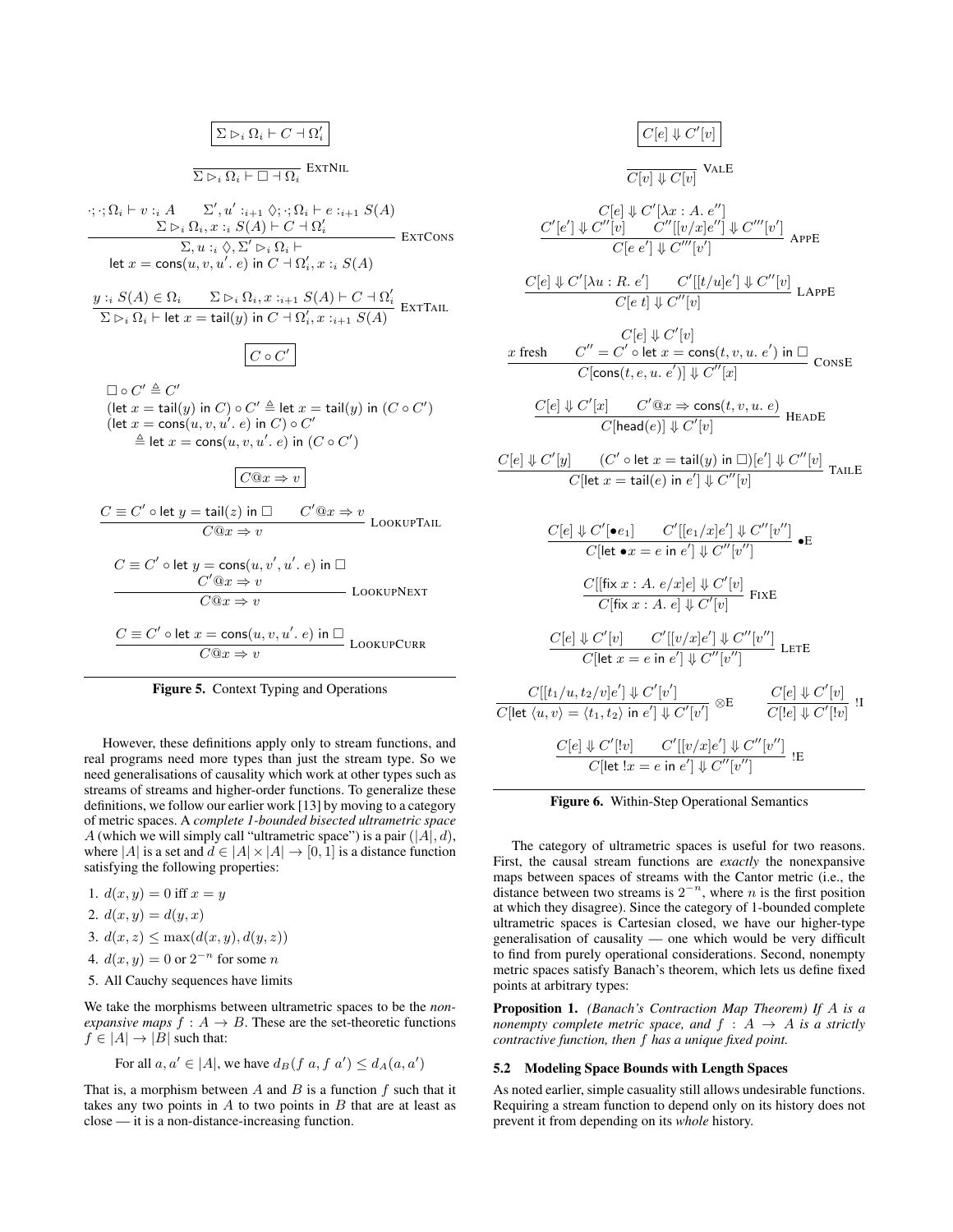$$\boxed{\Sigma \rhd_i \Omega_i \vdash C \dashv \Omega_i'}$$

$$\frac{}{\Sigma \rhd_i \Omega_i \vdash \square \dashv \Omega_i} \text{ExtNil}$$

$$\frac{\cdot;\cdot;\Omega_i \vdash v :_i A \qquad \Sigma', u' :_{i+1} \diamondsuit; \cdot; \Omega_i \vdash e :_{i+1} S(A) \qquad \Sigma \rhd_i \Omega_i, x :_i S(A) \vdash C \dashv \Omega_i'}{\Sigma, u :_i \diamondsuit, \Sigma' \rhd_i \Omega_i \vdash \mathsf{let}\ x = \mathsf{cons}(u, v, u'.\ e)\ \mathsf{in}\ C \dashv \Omega_i', x :_i S(A)} \text{ExtCons}$$

$$\frac{y :_i S(A) \in \Omega_i \qquad \Sigma \rhd_i \Omega_i, x :_{i+1} S(A) \vdash C \dashv \Omega_i'}{\Sigma \rhd_i \Omega_i \vdash \mathsf{let}\ x = \mathsf{tail}(y)\ \mathsf{in}\ C \dashv \Omega_i', x :_{i+1} S(A)} \text{ExtTail}$$

$$\boxed{C \circ C'}$$

$$\square \circ C' \triangleq C'$$
$$(\mathsf{let}\ x = \mathsf{tail}(y)\ \mathsf{in}\ C) \circ C' \triangleq \mathsf{let}\ x = \mathsf{tail}(y)\ \mathsf{in}\ (C \circ C')$$
$$(\mathsf{let}\ x = \mathsf{cons}(u, v, u'.\ e)\ \mathsf{in}\ C) \circ C' \triangleq \mathsf{let}\ x = \mathsf{cons}(u, v, u'.\ e)\ \mathsf{in}\ (C \circ C')$$

$$\boxed{C @ x \Rightarrow v}$$

$$\frac{C \equiv C' \circ \mathsf{let}\ y = \mathsf{tail}(z)\ \mathsf{in}\ \square \qquad C' @ x \Rightarrow v}{C @ x \Rightarrow v} \text{LookupTail}$$

$$\frac{C \equiv C' \circ \mathsf{let}\ y = \mathsf{cons}(u, v', u'.\ e)\ \mathsf{in}\ \square \qquad C' @ x \Rightarrow v}{C @ x \Rightarrow v} \text{LookupNext}$$

$$\frac{C \equiv C' \circ \mathsf{let}\ x = \mathsf{cons}(u, v, u'.\ e)\ \mathsf{in}\ \square}{C @ x \Rightarrow v} \text{LookupCurr}$$

**Figure 5.** Context Typing and Operations

$$\boxed{C[e] \Downarrow C'[v]}$$

$$\frac{}{C[v] \Downarrow C[v]} \text{ValE}$$

$$\frac{C[e] \Downarrow C'[\lambda x : A.\ e''] \qquad C'[e'] \Downarrow C''[v] \qquad C''[[v/x]e''] \Downarrow C'''[v']}{C[e\ e'] \Downarrow C'''[v']} \text{AppE}$$

$$\frac{C[e] \Downarrow C'[\lambda u : R.\ e'] \qquad C'[[t/u]e'] \Downarrow C''[v]}{C[e\ t] \Downarrow C''[v]} \text{LAppE}$$

$$\frac{x \text{ fresh} \qquad C[e] \Downarrow C'[v] \qquad C'' = C' \circ \mathsf{let}\ x = \mathsf{cons}(t, v, u.\ e')\ \mathsf{in}\ \square}{C[\mathsf{cons}(t, e, u.\ e')] \Downarrow C''[x]} \text{ConsE}$$

$$\frac{C[e] \Downarrow C'[x] \qquad C' @ x \Rightarrow \mathsf{cons}(t, v, u.\ e)}{C[\mathsf{head}(e)] \Downarrow C'[v]} \text{HeadE}$$

$$\frac{C[e] \Downarrow C'[y] \qquad (C' \circ \mathsf{let}\ x = \mathsf{tail}(y)\ \mathsf{in}\ \square)[e'] \Downarrow C''[v]}{C[\mathsf{let}\ x = \mathsf{tail}(e)\ \mathsf{in}\ e'] \Downarrow C''[v]} \text{TailE}$$

$$\frac{C[e] \Downarrow C'[\bullet e_1] \qquad C'[[e_1/x]e'] \Downarrow C''[v'']}{C[\mathsf{let}\ \bullet x = e\ \mathsf{in}\ e'] \Downarrow C''[v'']} \bullet\text{E}$$

$$\frac{C[[\mathsf{fix}\ x : A.\ e/x]e] \Downarrow C'[v]}{C[\mathsf{fix}\ x : A.\ e] \Downarrow C'[v]} \text{FixE}$$

$$\frac{C[e] \Downarrow C'[v] \qquad C'[[v/x]e'] \Downarrow C''[v'']}{C[\mathsf{let}\ x = e\ \mathsf{in}\ e'] \Downarrow C''[v'']} \text{LetE}$$

$$\frac{C[[t_1/u, t_2/v]e'] \Downarrow C'[v']}{C[\mathsf{let}\ \langle u, v\rangle = \langle t_1, t_2\rangle\ \mathsf{in}\ e'] \Downarrow C'[v']} \otimes\text{E} \qquad \frac{C[e] \Downarrow C'[v]}{C[!e] \Downarrow C'[!v]} \,!\text{I}$$

$$\frac{C[e] \Downarrow C'[!v] \qquad C'[[v/x]e'] \Downarrow C''[v'']}{C[\mathsf{let}\ !x = e\ \mathsf{in}\ e'] \Downarrow C''[v'']} \,!\text{E}$$

**Figure 6.** Within-Step Operational Semantics

However, these definitions apply only to stream functions, and real programs need more types than just the stream type. So we need generalisations of causality which work at other types such as streams of streams and higher-order functions. To generalize these definitions, we follow our earlier work [13] by moving to a category of metric spaces. A *complete 1-bounded bisected ultrametric space* $A$ (which we will simply call "ultrametric space") is a pair $(|A|, d)$, where $|A|$ is a set and $d \in |A| \times |A| \to [0, 1]$ is a distance function satisfying the following properties:

1. $d(x, y) = 0$ iff $x = y$
2. $d(x, y) = d(y, x)$
3. $d(x, z) \leq \max(d(x, y), d(y, z))$
4. $d(x, y) = 0$ or $2^{-n}$ for some $n$
5. All Cauchy sequences have limits

We take the morphisms between ultrametric spaces to be the *nonexpansive maps* $f : A \to B$. These are the set-theoretic functions $f \in |A| \to |B|$ such that:

$$\text{For all } a, a' \in |A|, \text{ we have } d_B(f\ a, f\ a') \leq d_A(a, a')$$

That is, a morphism between $A$ and $B$ is a function $f$ such that it takes any two points in $A$ to two points in $B$ that are at least as close — it is a non-distance-increasing function.

The category of ultrametric spaces is useful for two reasons. First, the causal stream functions are *exactly* the nonexpansive maps between spaces of streams with the Cantor metric (i.e., the distance between two streams is $2^{-n}$, where $n$ is the first position at which they disagree). Since the category of 1-bounded complete ultrametric spaces is Cartesian closed, we have our higher-type generalisation of causality — one which would be very difficult to find from purely operational considerations. Second, nonempty metric spaces satisfy Banach's theorem, which lets us define fixed points at arbitrary types:

**Proposition 1.** *(Banach's Contraction Map Theorem) If $A$ is a nonempty complete metric space, and $f : A \to A$ is a strictly contractive function, then $f$ has a unique fixed point.*

### 5.2 Modeling Space Bounds with Length Spaces

As noted earlier, simple casuality still allows undesirable functions. Requiring a stream function to depend only on its history does not prevent it from depending on its *whole* history.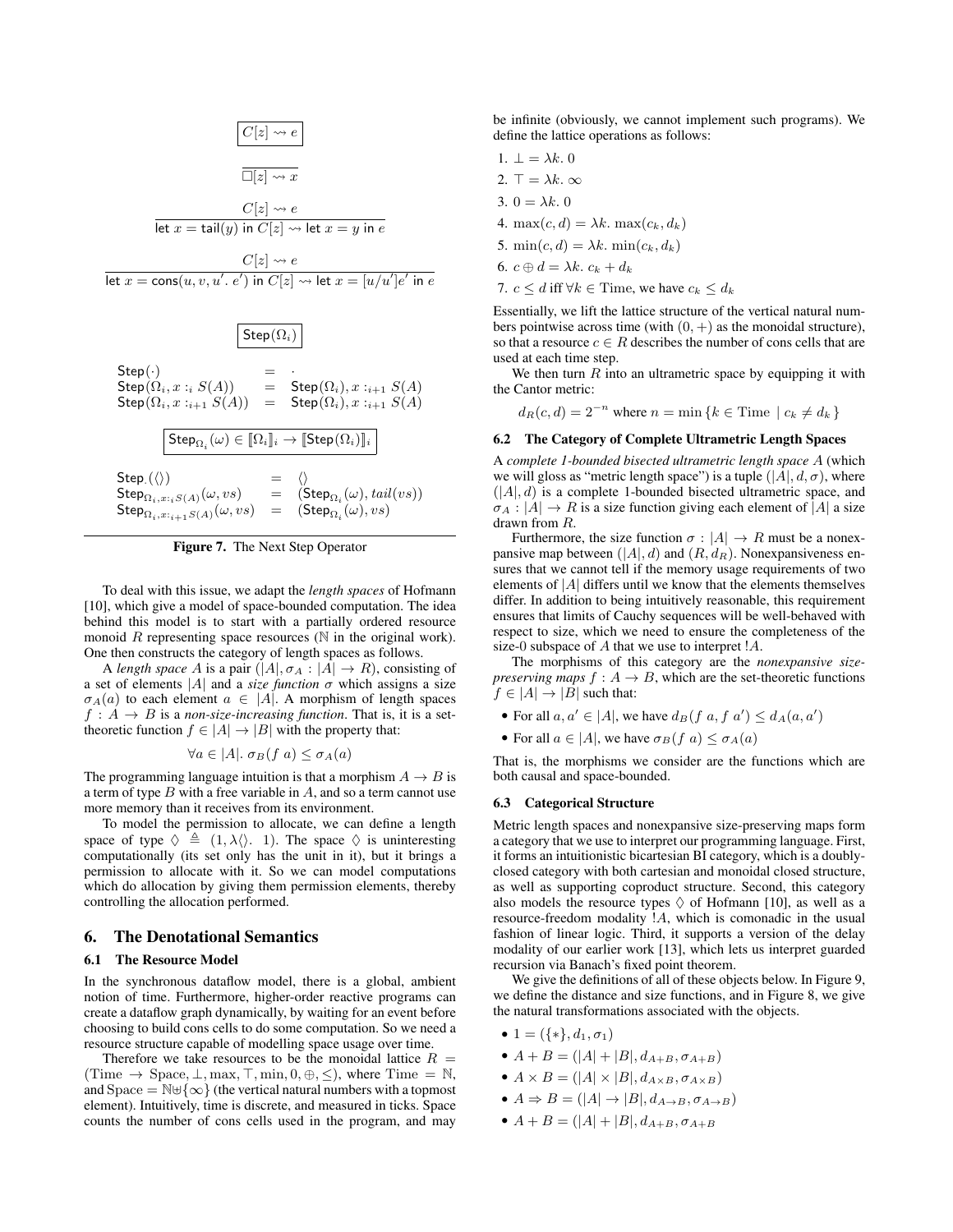$$\boxed{C[z] \rightsquigarrow e}$$

$$\frac{}{\square[z] \rightsquigarrow x}$$

$$\frac{C[z] \rightsquigarrow e}{\mathsf{let}\ x = \mathsf{tail}(y)\ \mathsf{in}\ C[z] \rightsquigarrow \mathsf{let}\ x = y\ \mathsf{in}\ e}$$

$$\frac{C[z] \rightsquigarrow e}{\mathsf{let}\ x = \mathsf{cons}(u, v, u'.\ e')\ \mathsf{in}\ C[z] \rightsquigarrow \mathsf{let}\ x = [u/u']e'\ \mathsf{in}\ e}$$

$$\boxed{\mathsf{Step}(\Omega_i)}$$

$$\begin{array}{lcl}
\mathsf{Step}(\cdot) & = & \cdot \\
\mathsf{Step}(\Omega_i, x :_i S(A)) & = & \mathsf{Step}(\Omega_i), x :_{i+1} S(A) \\
\mathsf{Step}(\Omega_i, x :_{i+1} S(A)) & = & \mathsf{Step}(\Omega_i), x :_{i+1} S(A)
\end{array}$$

$$\boxed{\mathsf{Step}_{\Omega_i}(\omega) \in [\![\Omega_i]\!]_i \to [\![\mathsf{Step}(\Omega_i)]\!]_i}$$

$$\begin{array}{lcl}
\mathsf{Step}_{\cdot}(\langle\rangle) & = & \langle\rangle \\
\mathsf{Step}_{\Omega_i, x:_i S(A)}(\omega, vs) & = & (\mathsf{Step}_{\Omega_i}(\omega), tail(vs)) \\
\mathsf{Step}_{\Omega_i, x:_{i+1} S(A)}(\omega, vs) & = & (\mathsf{Step}_{\Omega_i}(\omega), vs)
\end{array}$$

**Figure 7.** The Next Step Operator

To deal with this issue, we adapt the *length spaces* of Hofmann [10], which give a model of space-bounded computation. The idea behind this model is to start with a partially ordered resource monoid $R$ representing space resources ($\mathbb{N}$ in the original work). One then constructs the category of length spaces as follows.

A *length space* $A$ is a pair $(|A|, \sigma_A : |A| \to R)$, consisting of a set of elements $|A|$ and a *size function* $\sigma$ which assigns a size $\sigma_A(a)$ to each element $a \in |A|$. A morphism of length spaces $f : A \to B$ is a *non-size-increasing function*. That is, it is a set-theoretic function $f \in |A| \to |B|$ with the property that:

$$\forall a \in |A|.\ \sigma_B(f\ a) \leq \sigma_A(a)$$

The programming language intuition is that a morphism $A \to B$ is a term of type $B$ with a free variable in $A$, and so a term cannot use more memory than it receives from its environment.

To model the permission to allocate, we can define a length space of type $\Diamond \triangleq (1, \lambda\langle\rangle.\ 1)$. The space $\Diamond$ is uninteresting computationally (its set only has the unit in it), but it brings a permission to allocate with it. So we can model computations which do allocation by giving them permission elements, thereby controlling the allocation performed.

## 6. The Denotational Semantics

### 6.1 The Resource Model

In the synchronous dataflow model, there is a global, ambient notion of time. Furthermore, higher-order reactive programs can create a dataflow graph dynamically, by waiting for an event before choosing to build cons cells to do some computation. So we need a resource structure capable of modelling space usage over time.

Therefore we take resources to be the monoidal lattice $R = (\mathrm{Time} \to \mathrm{Space}, \bot, \max, \top, \min, 0, \oplus, \leq)$, where $\mathrm{Time} = \mathbb{N}$, and $\mathrm{Space} = \mathbb{N} \uplus \{\infty\}$ (the vertical natural numbers with a topmost element). Intuitively, time is discrete, and measured in ticks. Space counts the number of cons cells used in the program, and may be infinite (obviously, we cannot implement such programs). We define the lattice operations as follows:

1. $\bot = \lambda k.\ 0$
2. $\top = \lambda k.\ \infty$
3. $0 = \lambda k.\ 0$
4. $\max(c, d) = \lambda k.\ \max(c_k, d_k)$
5. $\min(c, d) = \lambda k.\ \min(c_k, d_k)$
6. $c \oplus d = \lambda k.\ c_k + d_k$
7. $c \leq d$ iff $\forall k \in \mathrm{Time}$, we have $c_k \leq d_k$

Essentially, we lift the lattice structure of the vertical natural numbers pointwise across time (with $(0, +)$ as the monoidal structure), so that a resource $c \in R$ describes the number of cons cells that are used at each time step.

We then turn $R$ into an ultrametric space by equipping it with the Cantor metric:

$$d_R(c, d) = 2^{-n} \text{ where } n = \min\{k \in \mathrm{Time} \mid c_k \neq d_k\}$$

### 6.2 The Category of Complete Ultrametric Length Spaces

A *complete 1-bounded bisected ultrametric length space* $A$ (which we will gloss as "metric length space") is a tuple $(|A|, d, \sigma)$, where $(|A|, d)$ is a complete 1-bounded bisected ultrametric space, and $\sigma_A : |A| \to R$ is a size function giving each element of $|A|$ a size drawn from $R$.

Furthermore, the size function $\sigma : |A| \to R$ must be a nonexpansive map between $(|A|, d)$ and $(R, d_R)$. Nonexpansiveness ensures that we cannot tell if the memory usage requirements of two elements of $|A|$ differs until we know that the elements themselves differ. In addition to being intuitively reasonable, this requirement ensures that limits of Cauchy sequences will be well-behaved with respect to size, which we need to ensure the completeness of the size-0 subspace of $A$ that we use to interpret $!A$.

The morphisms of this category are the *nonexpansive size-preserving maps* $f : A \to B$, which are the set-theoretic functions $f \in |A| \to |B|$ such that:

- For all $a, a' \in |A|$, we have $d_B(f\ a, f\ a') \leq d_A(a, a')$
- For all $a \in |A|$, we have $\sigma_B(f\ a) \leq \sigma_A(a)$

That is, the morphisms we consider are the functions which are both causal and space-bounded.

### 6.3 Categorical Structure

Metric length spaces and nonexpansive size-preserving maps form a category that we use to interpret our programming language. First, it forms an intuitionistic bicartesian BI category, which is a doubly-closed category with both cartesian and monoidal closed structure, as well as supporting coproduct structure. Second, this category also models the resource types $\Diamond$ of Hofmann [10], as well as a resource-freedom modality $!A$, which is comonadic in the usual fashion of linear logic. Third, it supports a version of the delay modality of our earlier work [13], which lets us interpret guarded recursion via Banach's fixed point theorem.

We give the definitions of all of these objects below. In Figure 9, we define the distance and size functions, and in Figure 8, we give the natural transformations associated with the objects.

- $1 = (\{*\}, d_1, \sigma_1)$
- $A + B = (|A| + |B|, d_{A+B}, \sigma_{A+B})$
- $A \times B = (|A| \times |B|, d_{A\times B}, \sigma_{A\times B})$
- $A \Rightarrow B = (|A| \to |B|, d_{A\to B}, \sigma_{A\to B})$
- $A + B = (|A| + |B|, d_{A+B}, \sigma_{A+B}$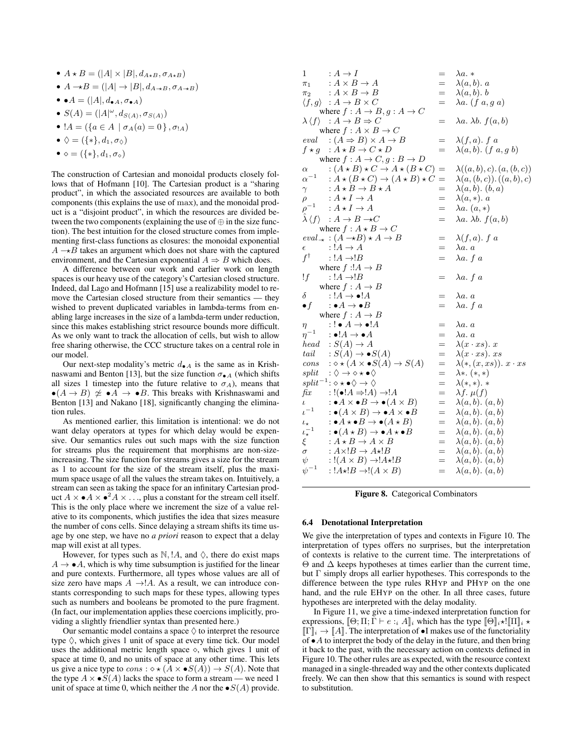- $A \star B = (|A| \times |B|, d_{A\star B}, \sigma_{A\star B})$
- $A \multimap\!\!\star B = (|A| \to |B|, d_{A \multimap\star B}, \sigma_{A\multimap\star B})$
- $\bullet A = (|A|, d_{\bullet A}, \sigma_{\bullet A})$
- $S(A) = (|A|^\omega, d_{S(A)}, \sigma_{S(A)})$
- $!A = (\{a \in A \mid \sigma_A(a) = 0\}, \sigma_{!A})$
- $\Diamond = (\{*\}, d_1, \sigma_\Diamond)$
- $\diamond = (\{*\}, d_1, \sigma_\diamond)$

The construction of Cartesian and monoidal products closely follows that of Hofmann [10]. The Cartesian product is a "sharing product", in which the associated resources are available to both components (this explains the use of max), and the monoidal product is a "disjoint product", in which the resources are divided between the two components (explaining the use of $\oplus$ in the size function). The best intuition for the closed structure comes from implementing first-class functions as closures: the monoidal exponential $A \multimap\!\!\star B$ takes an argument which does not share with the captured environment, and the Cartesian exponential $A \Rightarrow B$ which does.

A difference between our work and earlier work on length spaces is our heavy use of the category's Cartesian closed structure. Indeed, dal Lago and Hofmann [15] use a realizability model to remove the Cartesian closed structure from their semantics — they wished to prevent duplicated variables in lambda-terms from enabling large increases in the size of a lambda-term under reduction, since this makes establishing strict resource bounds more difficult. As we only want to track the allocation of cells, but wish to allow free sharing otherwise, the CCC structure takes on a central role in our model.

Our next-step modality's metric $d_{\bullet A}$ is the same as in Krishnaswami and Benton [13], but the size function $\sigma_{\bullet A}$ (which shifts all sizes 1 timestep into the future relative to $\sigma_A$), means that $\bullet(A \to B) \not\simeq \bullet A \to \bullet B$. This breaks with Krishnaswami and Benton [13] and Nakano [18], significantly changing the elimination rules.

As mentioned earlier, this limitation is intentional: we do not want delay operators at types for which delay would be expensive. Our semantics rules out such maps with the size function for streams plus the requirement that morphisms are non-size-increasing. The size function for streams gives a size for the stream as 1 to account for the size of the stream itself, plus the maximum space usage of all the values the stream takes on. Intuitively, a stream can seen as taking the space for an infinitary Cartesian product $A \times \bullet A \times \bullet^2 A \times \ldots$, plus a constant for the stream cell itself. This is the only place where we increment the size of a value relative to its components, which justifies the idea that sizes measure the number of cons cells. Since delaying a stream shifts its time usage by one step, we have no *a priori* reason to expect that a delay map will exist at all types.

However, for types such as $\mathbb{N}$, $!A$, and $\Diamond$, there do exist maps $A \to \bullet A$, which is why time subsumption is justified for the linear and pure contexts. Furthermore, all types whose values are all of size zero have maps $A \to !A$. As a result, we can introduce constants corresponding to such maps for these types, allowing types such as numbers and booleans to be promoted to the pure fragment. (In fact, our implementation applies these coercions implicitly, providing a slightly friendlier syntax than presented here.)

Our semantic model contains a space $\Diamond$ to interpret the resource type $\Diamond$, which gives 1 unit of space at every time tick. Our model uses the additional metric length space $\diamond$, which gives 1 unit of space at time 0, and no units of space at any other time. This lets us give a nice type to $cons : \diamond \star (A \times \bullet S(A)) \to S(A)$. Note that the type $A \times \bullet S(A)$ lacks the space to form a stream — we need 1 unit of space at time 0, which neither the $A$ nor the $\bullet S(A)$ provide.

$$
\begin{array}{lll}
1 \quad : A \to I & = & \lambda a.\ * \\
\pi_1 \quad : A \times B \to A & = & \lambda(a,b).\ a \\
\pi_2 \quad : A \times B \to B & = & \lambda(a,b).\ b \\
\langle f, g\rangle \ : A \to B \times C & = & \lambda a.\ (f\ a, g\ a) \\
\quad \text{where } f : A \to B, g : A \to C & & \\
\lambda\langle f\rangle \ : A \to B \Rightarrow C & = & \lambda a.\ \lambda b.\ f(a,b) \\
\quad \text{where } f : A \times B \to C & & \\
eval \ : (A \Rightarrow B) \times A \to B & = & \lambda(f,a).\ f\ a \\
f \star g \ : A \star B \to C \star D & = & \lambda(a,b).\ (f\ a, g\ b) \\
\quad \text{where } f : A \to C, g : B \to D & & \\
\alpha \quad : (A \star B) \star C \to A \star (B \star C) & = & \lambda((a,b),c).\ (a,(b,c)) \\
\alpha^{-1} \ : A \star (B \star C) \to (A \star B) \star C & = & \lambda(a,(b,c)).\ ((a,b),c) \\
\gamma \quad : A \star B \to B \star A & = & \lambda(a,b).\ (b,a) \\
\rho \quad : A \star I \to A & = & \lambda(a,*).\ a \\
\rho^{-1} \ : A \star I \to A & = & \lambda a.\ (a,*) \\
\hat{\lambda}\langle f\rangle \ : A \to B \multimap\!\!\star C & = & \lambda a.\ \lambda b.\ f(a,b) \\
\quad \text{where } f : A \star B \to C & & \\
eval_{\multimap\star} \ : (A \multimap\!\!\star B) \star A \to B & = & \lambda(f,a).\ f\ a \\
\epsilon \quad : !A \to A & = & \lambda a.\ a \\
f^\dagger \quad : !A \to !B & = & \lambda a.\ f\ a \\
\quad \text{where } f : !A \to B & & \\
!f \quad : !A \to !B & = & \lambda a.\ f\ a \\
\quad \text{where } f : A \to B & & \\
\delta \quad : !A \to \bullet !A & = & \lambda a.\ a \\
\bullet f \quad : \bullet A \to \bullet B & = & \lambda a.\ f\ a \\
\quad \text{where } f : A \to B & & \\
\eta \quad : !\bullet A \to \bullet !A & = & \lambda a.\ a \\
\eta^{-1} \ : \bullet !A \to \bullet A & = & \lambda a.\ a \\
head \ : S(A) \to A & = & \lambda(x \cdot xs).\ x \\
tail \ : S(A) \to \bullet S(A) & = & \lambda(x \cdot xs).\ xs \\
cons \ : \diamond \star (A \times \bullet S(A)) \to S(A) & = & \lambda(*,(x,xs)).\ x \cdot xs \\
split \ : \Diamond \to \diamond \star \bullet \Diamond & = & \lambda *.\ (*,*) \\
split^{-1} : \diamond \star \bullet \Diamond \to \Diamond & = & \lambda(*,*).\ * \\
fix \ : !(\bullet !A \Rightarrow !A) \to !A & = & \lambda f.\ \mu(f) \\
\iota \quad : \bullet A \times \bullet B \to \bullet(A \times B) & = & \lambda(a,b).\ (a,b) \\
\iota^{-1} \ : \bullet(A \times B) \to \bullet A \times \bullet B & = & \lambda(a,b).\ (a,b) \\
\iota_\star \quad : \bullet A \star \bullet B \to \bullet(A \star B) & = & \lambda(a,b).\ (a,b) \\
\iota_\star^{-1} \ : \bullet(A \star B) \to \bullet A \star \bullet B & = & \lambda(a,b).\ (a,b) \\
\xi \quad : A \star B \to A \times B & = & \lambda(a,b).\ (a,b) \\
\sigma \quad : A \times !B \to A \star !B & = & \lambda(a,b).\ (a,b) \\
\psi \quad : !(A \times B) \to !A \star !B & = & \lambda(a,b).\ (a,b) \\
\psi^{-1} \ : !A \star !B \to !(A \times B) & = & \lambda(a,b).\ (a,b)
\end{array}
$$

**Figure 8.** Categorical Combinators

### 6.4 Denotational Interpretation

We give the interpretation of types and contexts in Figure 10. The interpretation of types offers no surprises, but the interpretation of contexts is relative to the current time. The interpretations of $\Theta$ and $\Delta$ keeps hypotheses at times earlier than the current time, but $\Gamma$ simply drops all earlier hypotheses. This corresponds to the difference between the type rules RHYP and PHYP on the one hand, and the rule EHYP on the other. In all three cases, future hypotheses are interpreted with the delay modality.

In Figure 11, we give a time-indexed interpretation function for expressions, $[\![\Theta; \Pi; \Gamma \vdash e :_i A]\!]_i$ which has the type $[\![\Theta]\!]_i \star ![\![\Pi]\!]_i \star [\![\Gamma]\!]_i \to [\![A]\!]$. The interpretation of $\bullet$I makes use of the functoriality of $\bullet A$ to interpret the body of the delay in the future, and then bring it back to the past, with the necessary action on contexts defined in Figure 10. The other rules are as expected, with the resource context managed in a single-threaded way and the other contexts duplicated freely. We can then show that this semantics is sound with respect to substitution.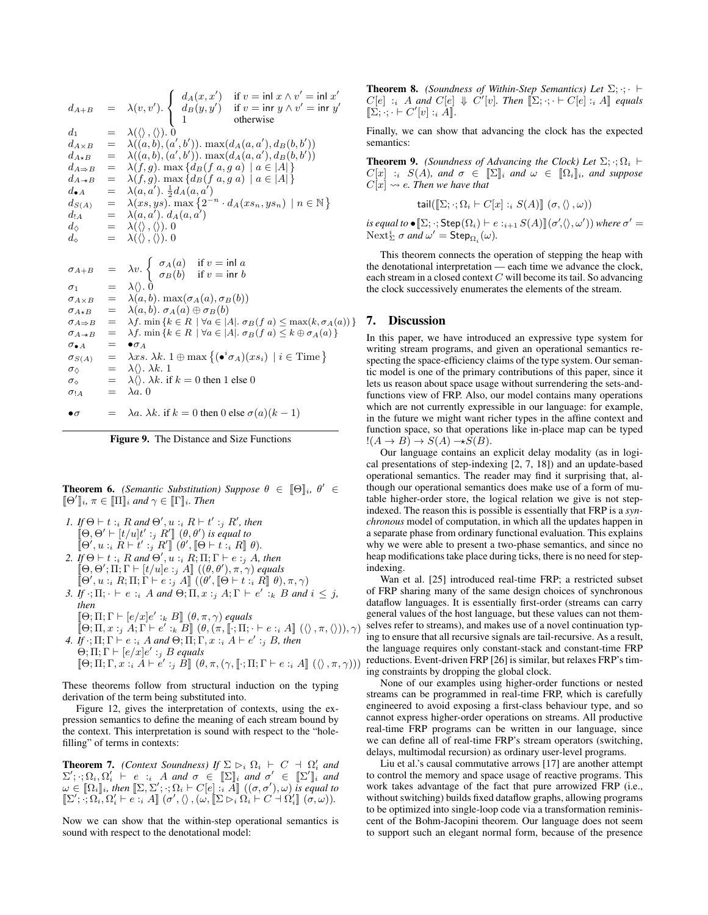$$
\begin{array}{lcl}
d_{A+B} & = & \lambda(v,v').\ \begin{cases} d_A(x,x') & \text{if } v = \mathsf{inl}\ x \wedge v' = \mathsf{inl}\ x' \\ d_B(y,y') & \text{if } v = \mathsf{inr}\ y \wedge v' = \mathsf{inr}\ y' \\ 1 & \text{otherwise} \end{cases} \\
d_1 & = & \lambda(\langle\rangle, \langle\rangle).\ 0 \\
d_{A\times B} & = & \lambda((a,b),(a',b')).\ \max(d_A(a,a'), d_B(b,b')) \\
d_{A\star B} & = & \lambda((a,b),(a',b')).\ \max(d_A(a,a'), d_B(b,b')) \\
d_{A\Rightarrow B} & = & \lambda(f,g).\ \max\{d_B(f\ a, g\ a) \mid a \in |A|\} \\
d_{A \multimap B} & = & \lambda(f,g).\ \max\{d_B(f\ a, g\ a) \mid a \in |A|\} \\
d_{\bullet A} & = & \lambda(a,a').\ \frac{1}{2} d_A(a,a') \\
d_{S(A)} & = & \lambda(xs,ys).\ \max\left\{2^{-n} \cdot d_A(xs_n, ys_n) \mid n \in \mathbb{N}\right\} \\
d_{!A} & = & \lambda(a,a').\ d_A(a,a') \\
d_{\Diamond} & = & \lambda(\langle\rangle, \langle\rangle).\ 0 \\
d_{\diamond} & = & \lambda(\langle\rangle, \langle\rangle).\ 0
\end{array}
$$

$$
\begin{array}{lcl}
\sigma_{A+B} & = & \lambda v.\ \begin{cases} \sigma_A(a) & \text{if } v = \mathsf{inl}\ a \\ \sigma_B(b) & \text{if } v = \mathsf{inr}\ b \end{cases} \\
\sigma_1 & = & \lambda\langle\rangle.\ 0 \\
\sigma_{A\times B} & = & \lambda(a,b).\ \max(\sigma_A(a), \sigma_B(b)) \\
\sigma_{A\star B} & = & \lambda(a,b).\ \sigma_A(a) \oplus \sigma_B(b) \\
\sigma_{A\Rightarrow B} & = & \lambda f.\ \min\{k \in R \mid \forall a \in |A|.\ \sigma_B(f\ a) \leq \max(k, \sigma_A(a))\} \\
\sigma_{A\multimap B} & = & \lambda f.\ \min\{k \in R \mid \forall a \in |A|.\ \sigma_B(f\ a) \leq k \oplus \sigma_A(a)\} \\
\sigma_{\bullet A} & = & \bullet\sigma_A \\
\sigma_{S(A)} & = & \lambda xs.\ \lambda k.\ 1 \oplus \max\left\{(\bullet^i \sigma_A)(xs_i) \mid i \in \text{Time}\right\} \\
\sigma_{\Diamond} & = & \lambda\langle\rangle.\ \lambda k.\ 1 \\
\sigma_{\diamond} & = & \lambda\langle\rangle.\ \lambda k.\ \text{if } k = 0 \text{ then } 1 \text{ else } 0 \\
\sigma_{!A} & = & \lambda a.\ 0 \\
\\
\bullet\sigma & = & \lambda a.\ \lambda k.\ \text{if } k = 0 \text{ then } 0 \text{ else } \sigma(a)(k-1)
\end{array}
$$

**Figure 9.** The Distance and Size Functions

**Theorem 6.** *(Semantic Substitution) Suppose $\theta \in [\![\Theta]\!]_i$, $\theta' \in [\![\Theta']\!]_i$, $\pi \in [\![\Pi]\!]_i$ and $\gamma \in [\![\Gamma]\!]_i$. Then*

1. *If $\Theta \vdash t :_i R$ and $\Theta', u :_i R \vdash t' :_j R'$, then $[\![\Theta, \Theta' \vdash [t/u]t' :_j R']\!]\ (\theta, \theta')$ is equal to $[\![\Theta', u :_i R \vdash t' :_j R']\!]\ (\theta', [\![\Theta \vdash t :_i R]\!]\ \theta)$.*
2. *If $\Theta \vdash t :_i R$ and $\Theta', u :_i R; \Pi; \Gamma \vdash e :_j A$, then $[\![\Theta, \Theta'; \Pi; \Gamma \vdash [t/u]e :_j A]\!]\ ((\theta, \theta'), \pi, \gamma)$ equals $[\![\Theta', u :_i R; \Pi; \Gamma \vdash e :_j A]\!]\ ((\theta', [\![\Theta \vdash t :_i R]\!]\ \theta), \pi, \gamma)$*
3. *If $\cdot; \Pi; \cdot \vdash e :_i A$ and $\Theta; \Pi, x :_j A; \Gamma \vdash e' :_k B$ and $i \leq j$, then $[\![\Theta; \Pi; \Gamma \vdash [e/x]e' :_k B]\!]\ (\theta, \pi, \gamma)$ equals $[\![\Theta; \Pi, x :_j A; \Gamma \vdash e' :_k B]\!]\ (\theta, (\pi, [\![\cdot; \Pi; \cdot \vdash e :_i A]\!]\ (\langle\rangle, \pi, \langle\rangle)), \gamma)$*
4. *If $\cdot; \Pi; \Gamma \vdash e :_i A$ and $\Theta; \Pi; \Gamma, x :_i A \vdash e' :_j B$, then $\Theta; \Pi; \Gamma \vdash [e/x]e' :_j B$ equals $[\![\Theta; \Pi; \Gamma, x :_i A \vdash e' :_j B]\!]\ (\theta, \pi, (\gamma, [\![\cdot; \Pi; \Gamma \vdash e :_i A]\!]\ (\langle\rangle, \pi, \gamma)))$*

These theorems follow from structural induction on the typing derivation of the term being substituted into.

Figure 12, gives the interpretation of contexts, using the expression semantics to define the meaning of each stream bound by the context. This interpretation is sound with respect to the "hole-filling" of terms in contexts:

**Theorem 7.** *(Context Soundness) If $\Sigma \rhd_i \Omega_i \vdash C \dashv \Omega'_i$ and $\Sigma'; \cdot; \Omega_i, \Omega'_i \vdash e :_i A$ and $\sigma \in [\![\Sigma]\!]_i$ and $\sigma' \in [\![\Sigma']\!]_i$ and $\omega \in [\![\Omega_i]\!]_i$, then $[\![\Sigma, \Sigma'; \cdot; \Omega_i \vdash C[e] :_i A]\!]\ ((\sigma, \sigma'), \omega)$ is equal to $[\![\Sigma'; \cdot; \Omega_i, \Omega'_i \vdash e :_i A]\!]\ (\sigma', \langle\rangle, (\omega, [\![\Sigma \rhd_i \Omega_i \vdash C \dashv \Omega'_i]\!]\ (\sigma, \omega))$.*

Now we can show that the within-step operational semantics is sound with respect to the denotational model:

**Theorem 8.** *(Soundness of Within-Step Semantics) Let $\Sigma; \cdot; \cdot \vdash C[e] :_i A$ and $C[e] \Downarrow C'[v]$. Then $[\![\Sigma; \cdot; \cdot \vdash C[e] :_i A]\!]$ equals $[\![\Sigma; \cdot; \cdot \vdash C'[v] :_i A]\!]$.*

Finally, we can show that advancing the clock has the expected semantics:

**Theorem 9.** *(Soundness of Advancing the Clock) Let $\Sigma; \cdot; \Omega_i \vdash C[x] :_i S(A)$, and $\sigma \in [\![\Sigma]\!]_i$ and $\omega \in [\![\Omega_i]\!]_i$, and suppose $C[x] \rightsquigarrow e$. Then we have that*

$$\mathsf{tail}([\![\Sigma; \cdot; \Omega_i \vdash C[x] :_i S(A)]\!]\ (\sigma, \langle\rangle, \omega))$$

*is equal to $\bullet[\![\Sigma; \cdot; \mathsf{Step}(\Omega_i) \vdash e :_{i+1} S(A)]\!](\sigma', \langle\rangle, \omega'))$ where $\sigma' = \text{Next}^i_\Sigma\ \sigma$ and $\omega' = \mathsf{Step}_{\Omega_i}(\omega)$.*

This theorem connects the operation of stepping the heap with the denotational interpretation — each time we advance the clock, each stream in a closed context $C$ will become its tail. So advancing the clock successively enumerates the elements of the stream.

## 7. Discussion

In this paper, we have introduced an expressive type system for writing stream programs, and given an operational semantics respecting the space-efficiency claims of the type system. Our semantic model is one of the primary contributions of this paper, since it lets us reason about space usage without surrendering the sets-and-functions view of FRP. Also, our model contains many operations which are not currently expressible in our language: for example, in the future we might want richer types in the affine context and function space, so that operations like in-place map can be typed $!(A \to B) \to S(A) \multimap S(B)$.

Our language contains an explicit delay modality (as in logical presentations of step-indexing [2, 7, 18]) and an update-based operational semantics. The reader may find it surprising that, although our operational semantics does make use of a form of mutable higher-order store, the logical relation we give is not step-indexed. The reason this is possible is essentially that FRP is a *synchronous* model of computation, in which all the updates happen in a separate phase from ordinary functional evaluation. This explains why we were able to present a two-phase semantics, and since no heap modifications take place during ticks, there is no need for step-indexing.

Wan et al. [25] introduced real-time FRP; a restricted subset of FRP sharing many of the same design choices of synchronous dataflow languages. It is essentially first-order (streams can carry general values of the host language, but these values can not themselves refer to streams), and makes use of a novel continuation typing to ensure that all recursive signals are tail-recursive. As a result, the language requires only constant-stack and constant-time FRP reductions. Event-driven FRP [26] is similar, but relaxes FRP's timing constraints by dropping the global clock.

None of our examples using higher-order functions or nested streams can be programmed in real-time FRP, which is carefully engineered to avoid exposing a first-class behaviour type, and so cannot express higher-order operations on streams. All productive real-time FRP programs can be written in our language, since we can define all of real-time FRP's stream operators (switching, delays, multimodal recursion) as ordinary user-level programs.

Liu et al.'s causal commutative arrows [17] are another attempt to control the memory and space usage of reactive programs. This work takes advantage of the fact that pure arrowized FRP (i.e., without switching) builds fixed dataflow graphs, allowing programs to be optimized into single-loop code via a transformation reminiscent of the Bohm-Jacopini theorem. Our language does not seem to support such an elegant normal form, because of the presence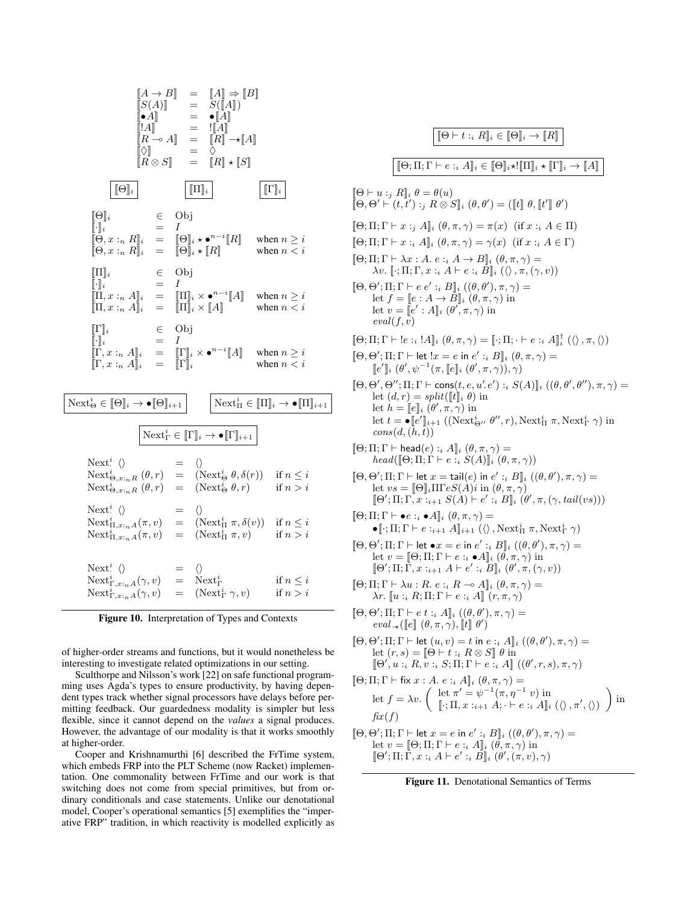$$
\begin{array}{rcl}
[\![A \to B]\!] & = & [\![A]\!] \Rightarrow [\![B]\!] \\
[\![S(A)]\!] & = & S([\![A]\!]) \\
[\![\bullet A]\!] & = & \bullet[\![A]\!] \\
[\![!A]\!] & = & ![\![A]\!] \\
[\![R \multimap A]\!] & = & [\![R]\!] \multimap\!\star [\![A]\!] \\
[\![\Diamond]\!] & = & \Diamond \\
[\![R \otimes S]\!] & = & [\![R]\!] \star [\![S]\!]
\end{array}
$$

$$
\boxed{[\![\Theta]\!]_i} \qquad \boxed{[\![\Pi]\!]_i} \qquad \boxed{[\![\Gamma]\!]_i}
$$

$$
\begin{array}{rcll}
[\![\Theta]\!]_i & \in & \mathrm{Obj} & \\
[\![\cdot]\!]_i & = & I & \\
[\![\Theta, x :_n R]\!]_i & = & [\![\Theta]\!]_i \star \bullet^{n-i}[\![R]\!] & \text{when } n \geq i \\
[\![\Theta, x :_n R]\!]_i & = & [\![\Theta]\!]_i \star [\![R]\!] & \text{when } n < i
\end{array}
$$

$$
\begin{array}{rcll}
[\![\Pi]\!]_i & \in & \mathrm{Obj} & \\
[\![\cdot]\!]_i & = & I & \\
[\![\Pi, x :_n A]\!]_i & = & [\![\Pi]\!]_i \times \bullet^{n-i}[\![A]\!] & \text{when } n \geq i \\
[\![\Pi, x :_n A]\!]_i & = & [\![\Pi]\!]_i \times [\![A]\!] & \text{when } n < i
\end{array}
$$

$$
\begin{array}{rcll}
[\![\Gamma]\!]_i & \in & \mathrm{Obj} & \\
[\![\cdot]\!]_i & = & I & \\
[\![\Gamma, x :_n A]\!]_i & = & [\![\Gamma]\!]_i \times \bullet^{n-i}[\![A]\!] & \text{when } n \geq i \\
[\![\Gamma, x :_n A]\!]_i & = & [\![\Gamma]\!]_i & \text{when } n < i
\end{array}
$$

$$
\boxed{\mathrm{Next}^i_\Theta \in [\![\Theta]\!]_i \to \bullet[\![\Theta]\!]_{i+1}} \qquad \boxed{\mathrm{Next}^i_\Pi \in [\![\Pi]\!]_i \to \bullet[\![\Pi]\!]_{i+1}}
$$

$$
\boxed{\mathrm{Next}^i_\Gamma \in [\![\Gamma]\!]_i \to \bullet[\![\Gamma]\!]_{i+1}}
$$

$$
\begin{array}{rcll}
\mathrm{Next}^i_\cdot\ \langle\rangle & = & \langle\rangle & \\
\mathrm{Next}^i_{\Theta,x:_nR}\ (\theta, r) & = & (\mathrm{Next}^i_\Theta\ \theta, \delta(r)) & \text{if } n \leq i \\
\mathrm{Next}^i_{\Theta,x:_nR}\ (\theta, r) & = & (\mathrm{Next}^i_\Theta\ \theta, r) & \text{if } n > i
\end{array}
$$

$$
\begin{array}{rcll}
\mathrm{Next}^i_\cdot\ \langle\rangle & = & \langle\rangle & \\
\mathrm{Next}^i_{\Pi,x:_nA}(\pi, v) & = & (\mathrm{Next}^i_\Pi\ \pi, \delta(v)) & \text{if } n \leq i \\
\mathrm{Next}^i_{\Pi,x:_nA}(\pi, v) & = & (\mathrm{Next}^i_\Pi\ \pi, v) & \text{if } n > i
\end{array}
$$

$$
\begin{array}{rcll}
\mathrm{Next}^i_\cdot\ \langle\rangle & = & \langle\rangle & \\
\mathrm{Next}^i_{\Gamma,x:_nA}(\gamma, v) & = & \mathrm{Next}^i_\Gamma & \text{if } n \leq i \\
\mathrm{Next}^i_{\Gamma,x:_nA}(\gamma, v) & = & (\mathrm{Next}^i_\Gamma\ \gamma, v) & \text{if } n > i
\end{array}
$$

**Figure 10.** Interpretation of Types and Contexts

of higher-order streams and functions, but it would nonetheless be interesting to investigate related optimizations in our setting.

Sculthorpe and Nilsson's work [22] on safe functional programming uses Agda's types to ensure productivity, by having dependent types track whether signal processors have delays before permitting feedback. Our guardedness modality is simpler but less flexible, since it cannot depend on the *values* a signal produces. However, the advantage of our modality is that it works smoothly at higher-order.

Cooper and Krishnamurthi [6] described the FrTime system, which embeds FRP into the PLT Scheme (now Racket) implementation. One commonality between FrTime and our work is that switching does not come from special primitives, but from ordinary conditionals and case statements. Unlike our denotational model, Cooper's operational semantics [5] exemplifies the "imperative FRP" tradition, in which reactivity is modelled explicitly as

$$
\boxed{[\![\Theta \vdash t :_i R]\!]_i \in [\![\Theta]\!]_i \to [\![R]\!]}
$$

$$
\boxed{[\![\Theta; \Pi; \Gamma \vdash e :_i A]\!]_i \in [\![\Theta]\!]_i \star ![\![\Pi]\!]_i \star [\![\Gamma]\!]_i \to [\![A]\!]}
$$

$[\![\Theta \vdash u :_j R]\!]_i\ \theta = \theta(u)$

$[\![\Theta, \Theta' \vdash (t, t') :_j R \otimes S]\!]_i\ (\theta, \theta') = ([\![t]\!]\ \theta, [\![t']\!]\ \theta')$

$[\![\Theta; \Pi; \Gamma \vdash x :_j A]\!]_i\ (\theta, \pi, \gamma) = \pi(x)$ (if $x :_i A \in \Pi$)

$[\![\Theta; \Pi; \Gamma \vdash x :_i A]\!]_i\ (\theta, \pi, \gamma) = \gamma(x)$ (if $x :_i A \in \Gamma$)

$[\![\Theta; \Pi; \Gamma \vdash \lambda x : A.\ e :_i A \to B]\!]_i\ (\theta, \pi, \gamma) =$
$\quad \lambda v.\ [\![\cdot; \Pi; \Gamma, x :_i A \vdash e :_i B]\!]_i\ (\langle\rangle, \pi, (\gamma, v))$

$[\![\Theta, \Theta'; \Pi; \Gamma \vdash e\ e' :_i B]\!]_i\ ((\theta, \theta'), \pi, \gamma) =$
$\quad$ let $f = [\![e : A \to B]\!]_i\ (\theta, \pi, \gamma)$ in
$\quad$ let $v = [\![e' : A]\!]_i\ (\theta', \pi, \gamma)$ in
$\quad eval(f, v)$

$[\![\Theta; \Pi; \Gamma \vdash\ !e :_i\ !A]\!]_i\ (\theta, \pi, \gamma) = [\![\cdot; \Pi; \cdot \vdash e :_i A]\!]^\dagger_i\ (\langle\rangle, \pi, \langle\rangle)$

$[\![\Theta, \Theta'; \Pi; \Gamma \vdash \mathsf{let}\ !x = e\ \mathsf{in}\ e' :_i B]\!]_i\ (\theta, \pi, \gamma) =$
$\quad [\![e']\!]_i\ (\theta', \psi^{-1}(\pi, [\![e]\!]_i\ (\theta', \pi, \gamma)), \gamma)$

$[\![\Theta, \Theta', \Theta''; \Pi; \Gamma \vdash \mathsf{cons}(t, e, u'.e') :_i S(A)]\!]_i\ ((\theta, \theta', \theta''), \pi, \gamma) =$
$\quad$ let $(d, r) = split([\![t]\!]_i\ \theta)$ in
$\quad$ let $h = [\![e]\!]_i\ (\theta', \pi, \gamma)$ in
$\quad$ let $t = \bullet[\![e']\!]_{i+1}\ ((\mathrm{Next}^i_{\Theta''}\ \theta'', r), \mathrm{Next}^i_\Pi\ \pi, \mathrm{Next}^i_\Gamma\ \gamma)$ in
$\quad cons(d, (h, t))$

$[\![\Theta; \Pi; \Gamma \vdash \mathsf{head}(e) :_i A]\!]_i\ (\theta, \pi, \gamma) =$
$\quad head([\![\Theta; \Pi; \Gamma \vdash e :_i S(A)]\!]_i\ (\theta, \pi, \gamma))$

$[\![\Theta, \Theta'; \Pi; \Gamma \vdash \mathsf{let}\ x = \mathsf{tail}(e)\ \mathsf{in}\ e' :_i B]\!]_i\ ((\theta, \theta'), \pi, \gamma) =$
$\quad$ let $vs = [\![\Theta]\!]_i \Pi \Gamma e S(A) i$ in $(\theta, \pi, \gamma)$
$\quad [\![\Theta'; \Pi; \Gamma, x :_{i+1} S(A) \vdash e' :_i B]\!]_i\ (\theta', \pi, (\gamma, tail(vs)))$

$[\![\Theta; \Pi; \Gamma \vdash \bullet e :_i \bullet A]\!]_i\ (\theta, \pi, \gamma) =$
$\quad \bullet[\![\cdot; \Pi; \Gamma \vdash e :_{i+1} A]\!]_{i+1}\ (\langle\rangle, \mathrm{Next}^i_\Pi\ \pi, \mathrm{Next}^i_\Gamma\ \gamma)$

$[\![\Theta, \Theta'; \Pi; \Gamma \vdash \mathsf{let}\ \bullet x = e\ \mathsf{in}\ e' :_i B]\!]_i\ ((\theta, \theta'), \pi, \gamma) =$
$\quad$ let $v = [\![\Theta; \Pi; \Gamma \vdash e :_i \bullet A]\!]_i\ (\theta, \pi, \gamma)$ in
$\quad [\![\Theta'; \Pi; \Gamma, x :_{i+1} A \vdash e' :_i B]\!]_i\ (\theta', \pi, (\gamma, v))$

$[\![\Theta; \Pi; \Gamma \vdash \lambda u : R.\ e :_i R \multimap A]\!]_i\ (\theta, \pi, \gamma) =$
$\quad \lambda r.\ [\![u :_i R; \Pi; \Gamma \vdash e :_i A]\!]\ (r, \pi, \gamma)$

$[\![\Theta, \Theta'; \Pi; \Gamma \vdash e\ t :_i A]\!]_i\ ((\theta, \theta'), \pi, \gamma) =$
$\quad eval_\multimap([\![e]\!]\ (\theta, \pi, \gamma), [\![t]\!]\ \theta')$

$[\![\Theta, \Theta'; \Pi; \Gamma \vdash \mathsf{let}\ (u, v) = t\ \mathsf{in}\ e :_i A]\!]_i\ ((\theta, \theta'), \pi, \gamma) =$
$\quad$ let $(r, s) = [\![\Theta \vdash t :_i R \otimes S]\!]\ \theta$ in
$\quad [\![\Theta', u :_i R, v :_i S; \Pi; \Gamma \vdash e :_i A]\!]\ ((\theta', r, s), \pi, \gamma)$

$[\![\Theta; \Pi; \Gamma \vdash \mathsf{fix}\ x : A.\ e :_i A]\!]_i\ (\theta, \pi, \gamma) =$

$$
\text{let } f = \lambda v. \left( \begin{array}{l} \text{let } \pi' = \psi^{-1}(\pi, \eta^{-1}\ v) \text{ in} \\ [\![\cdot; \Pi, x :_{i+1} A; \cdot \vdash e :_i A]\!]_i\ (\langle\rangle, \pi', \langle\rangle) \end{array} \right) \text{ in}
$$

$\quad fix(f)$

$[\![\Theta, \Theta'; \Pi; \Gamma \vdash \mathsf{let}\ x = e\ \mathsf{in}\ e' :_i B]\!]_i\ ((\theta, \theta'), \pi, \gamma) =$
$\quad$ let $v = [\![\Theta; \Pi; \Gamma \vdash e :_i A]\!]_i\ (\theta, \pi, \gamma)$ in
$\quad [\![\Theta'; \Pi; \Gamma, x :_i A \vdash e' :_i B]\!]_i\ (\theta', (\pi, v), \gamma)$

**Figure 11.** Denotational Semantics of Terms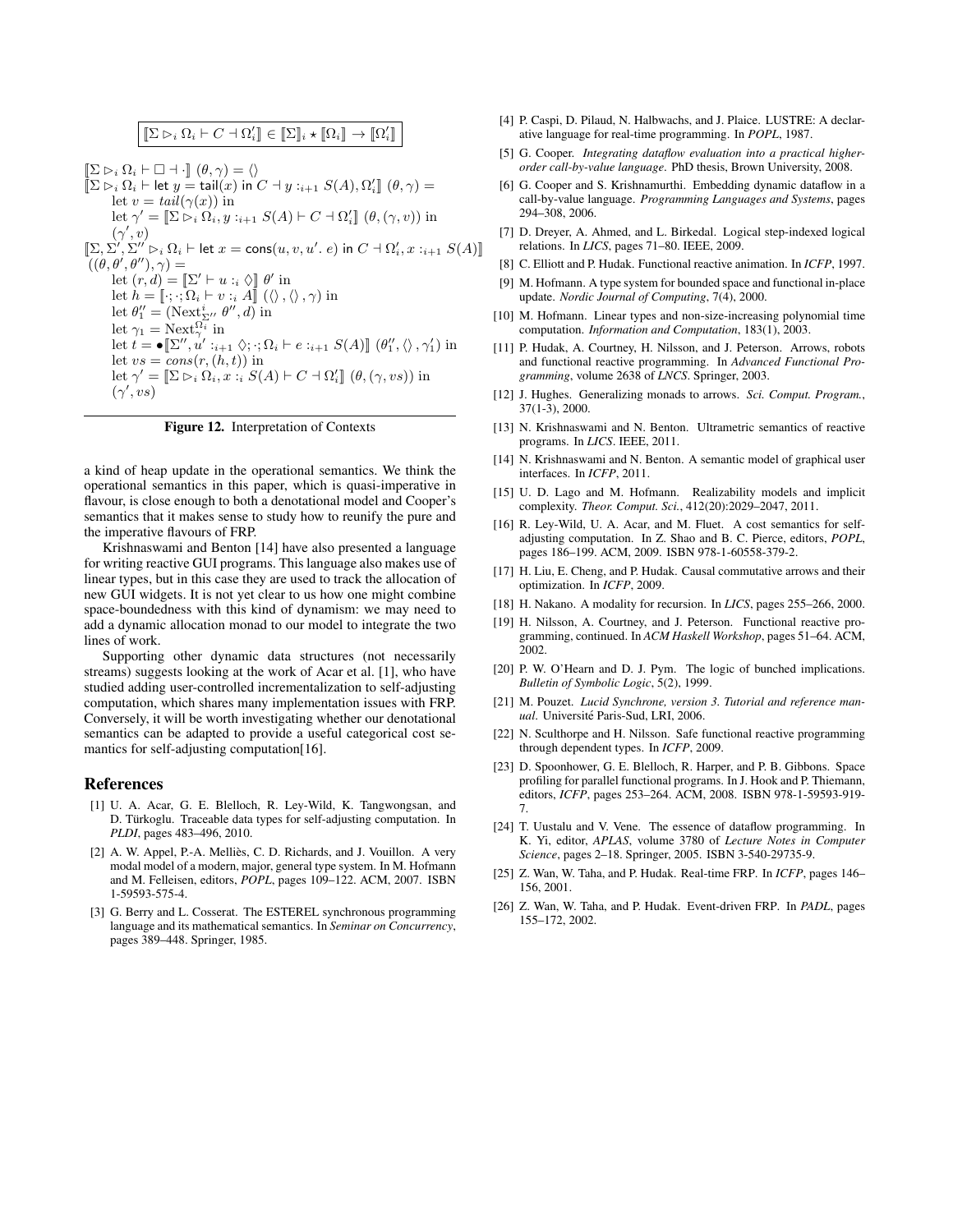$$\boxed{[\![\Sigma \rhd_i \Omega_i \vdash C \dashv \Omega'_i]\!] \in [\![\Sigma]\!]_i \star [\![\Omega_i]\!] \to [\![\Omega'_i]\!]}$$

$$
\begin{array}{l}
[\![\Sigma \rhd_i \Omega_i \vdash \Box \dashv \cdot]\!]\ (\theta, \gamma) = \langle\rangle \\
[\![\Sigma \rhd_i \Omega_i \vdash \mathsf{let}\ y = \mathsf{tail}(x)\ \mathsf{in}\ C \dashv y :_{i+1} S(A), \Omega'_i]\!]\ (\theta, \gamma) = \\
\quad \text{let } v = tail(\gamma(x)) \text{ in} \\
\quad \text{let } \gamma' = [\![\Sigma \rhd_i \Omega_i, y :_{i+1} S(A) \vdash C \dashv \Omega'_i]\!]\ (\theta, (\gamma, v)) \text{ in} \\
\quad (\gamma', v) \\
[\![\Sigma, \Sigma', \Sigma'' \rhd_i \Omega_i \vdash \mathsf{let}\ x = \mathsf{cons}(u, v, u'.\ e)\ \mathsf{in}\ C \dashv \Omega'_i, x :_{i+1} S(A)]\!] \\
\quad ((\theta, \theta', \theta''), \gamma) = \\
\quad \text{let } (r, d) = [\![\Sigma' \vdash u :_i \Diamond]\!]\ \theta' \text{ in} \\
\quad \text{let } h = [\![\cdot; \cdot; \Omega_i \vdash v :_i A]\!]\ (\langle\rangle, \langle\rangle, \gamma) \text{ in} \\
\quad \text{let } \theta''_1 = (\mathrm{Next}^i_{\Sigma''}\ \theta'', d) \text{ in} \\
\quad \text{let } \gamma_1 = \mathrm{Next}^{\Omega_i}_{\gamma} \text{ in} \\
\quad \text{let } t = \bullet[\![\Sigma'', u' :_{i+1} \Diamond; \cdot; \Omega_i \vdash e :_{i+1} S(A)]\!]\ (\theta''_1, \langle\rangle, \gamma'_1) \text{ in} \\
\quad \text{let } vs = cons(r, (h, t)) \text{ in} \\
\quad \text{let } \gamma' = [\![\Sigma \rhd_i \Omega_i, x :_i S(A) \vdash C \dashv \Omega'_i]\!]\ (\theta, (\gamma, vs)) \text{ in} \\
\quad (\gamma', vs)
\end{array}
$$

**Figure 12.** Interpretation of Contexts

a kind of heap update in the operational semantics. We think the operational semantics in this paper, which is quasi-imperative in flavour, is close enough to both a denotational model and Cooper's semantics that it makes sense to study how to reunify the pure and the imperative flavours of FRP.

Krishnaswami and Benton [14] have also presented a language for writing reactive GUI programs. This language also makes use of linear types, but in this case they are used to track the allocation of new GUI widgets. It is not yet clear to us how one might combine space-boundedness with this kind of dynamism: we may need to add a dynamic allocation monad to our model to integrate the two lines of work.

Supporting other dynamic data structures (not necessarily streams) suggests looking at the work of Acar et al. [1], who have studied adding user-controlled incrementalization to self-adjusting computation, which shares many implementation issues with FRP. Conversely, it will be worth investigating whether our denotational semantics can be adapted to provide a useful categorical cost semantics for self-adjusting computation[16].

## References

[1] U. A. Acar, G. E. Blelloch, R. Ley-Wild, K. Tangwongsan, and D. Türkoglu. Traceable data types for self-adjusting computation. In *PLDI*, pages 483–496, 2010.

[2] A. W. Appel, P.-A. Melliès, C. D. Richards, and J. Vouillon. A very modal model of a modern, major, general type system. In M. Hofmann and M. Felleisen, editors, *POPL*, pages 109–122. ACM, 2007. ISBN 1-59593-575-4.

[3] G. Berry and L. Cosserat. The ESTEREL synchronous programming language and its mathematical semantics. In *Seminar on Concurrency*, pages 389–448. Springer, 1985.

[4] P. Caspi, D. Pilaud, N. Halbwachs, and J. Plaice. LUSTRE: A declarative language for real-time programming. In *POPL*, 1987.

[5] G. Cooper. *Integrating dataflow evaluation into a practical higher-order call-by-value language*. PhD thesis, Brown University, 2008.

[6] G. Cooper and S. Krishnamurthi. Embedding dynamic dataflow in a call-by-value language. *Programming Languages and Systems*, pages 294–308, 2006.

[7] D. Dreyer, A. Ahmed, and L. Birkedal. Logical step-indexed logical relations. In *LICS*, pages 71–80. IEEE, 2009.

[8] C. Elliott and P. Hudak. Functional reactive animation. In *ICFP*, 1997.

[9] M. Hofmann. A type system for bounded space and functional in-place update. *Nordic Journal of Computing*, 7(4), 2000.

[10] M. Hofmann. Linear types and non-size-increasing polynomial time computation. *Information and Computation*, 183(1), 2003.

[11] P. Hudak, A. Courtney, H. Nilsson, and J. Peterson. Arrows, robots and functional reactive programming. In *Advanced Functional Programming*, volume 2638 of *LNCS*. Springer, 2003.

[12] J. Hughes. Generalizing monads to arrows. *Sci. Comput. Program.*, 37(1-3), 2000.

[13] N. Krishnaswami and N. Benton. Ultrametric semantics of reactive programs. In *LICS*. IEEE, 2011.

[14] N. Krishnaswami and N. Benton. A semantic model of graphical user interfaces. In *ICFP*, 2011.

[15] U. D. Lago and M. Hofmann. Realizability models and implicit complexity. *Theor. Comput. Sci.*, 412(20):2029–2047, 2011.

[16] R. Ley-Wild, U. A. Acar, and M. Fluet. A cost semantics for self-adjusting computation. In Z. Shao and B. C. Pierce, editors, *POPL*, pages 186–199. ACM, 2009. ISBN 978-1-60558-379-2.

[17] H. Liu, E. Cheng, and P. Hudak. Causal commutative arrows and their optimization. In *ICFP*, 2009.

[18] H. Nakano. A modality for recursion. In *LICS*, pages 255–266, 2000.

[19] H. Nilsson, A. Courtney, and J. Peterson. Functional reactive programming, continued. In *ACM Haskell Workshop*, pages 51–64. ACM, 2002.

[20] P. W. O'Hearn and D. J. Pym. The logic of bunched implications. *Bulletin of Symbolic Logic*, 5(2), 1999.

[21] M. Pouzet. *Lucid Synchrone, version 3. Tutorial and reference manual*. Université Paris-Sud, LRI, 2006.

[22] N. Sculthorpe and H. Nilsson. Safe functional reactive programming through dependent types. In *ICFP*, 2009.

[23] D. Spoonhower, G. E. Blelloch, R. Harper, and P. B. Gibbons. Space profiling for parallel functional programs. In J. Hook and P. Thiemann, editors, *ICFP*, pages 253–264. ACM, 2008. ISBN 978-1-59593-919-7.

[24] T. Uustalu and V. Vene. The essence of dataflow programming. In K. Yi, editor, *APLAS*, volume 3780 of *Lecture Notes in Computer Science*, pages 2–18. Springer, 2005. ISBN 3-540-29735-9.

[25] Z. Wan, W. Taha, and P. Hudak. Real-time FRP. In *ICFP*, pages 146–156, 2001.

[26] Z. Wan, W. Taha, and P. Hudak. Event-driven FRP. In *PADL*, pages 155–172, 2002.